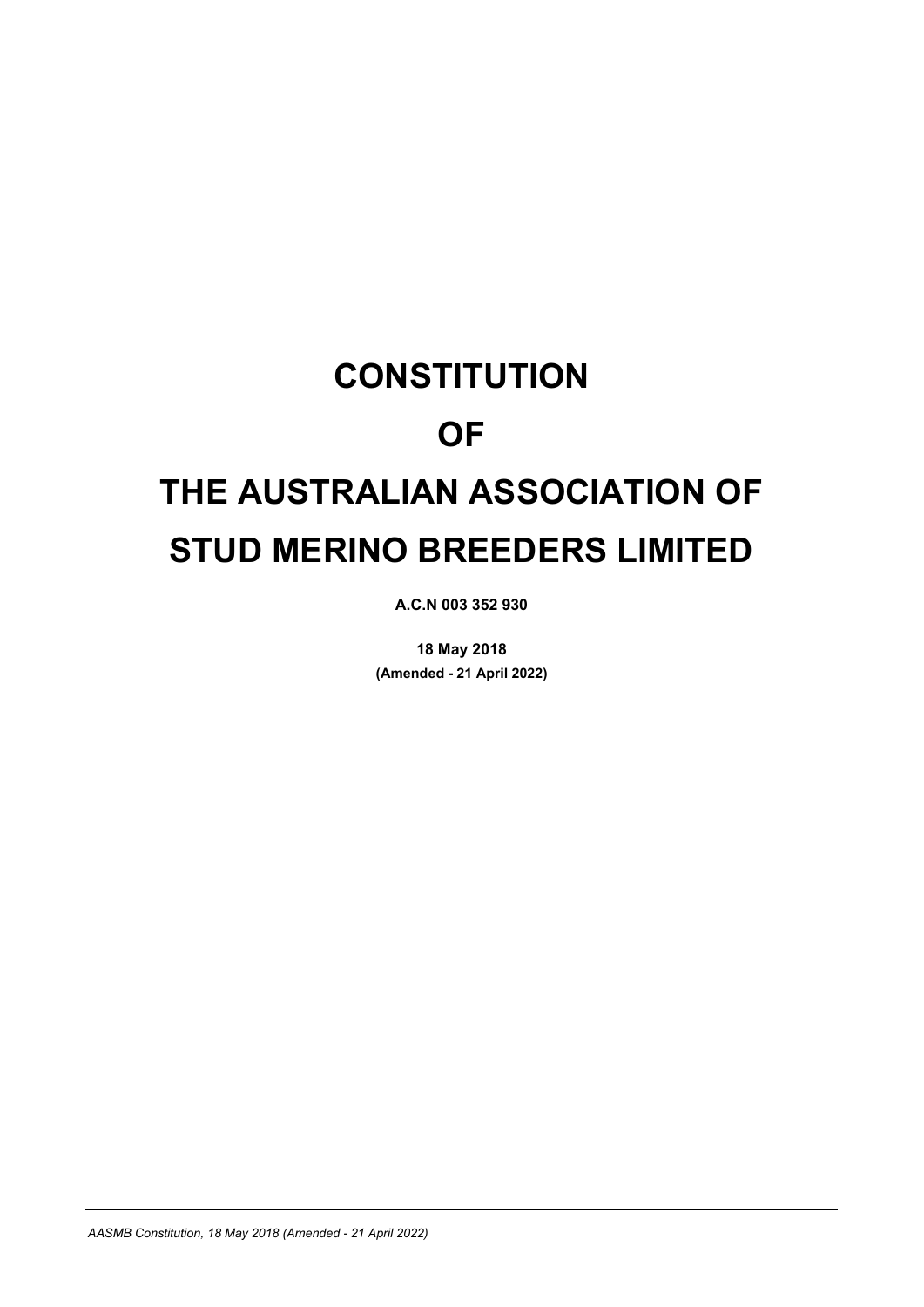# CONSTITUTION

# OF

# THE AUSTRALIAN ASSOCIATION OF STUD MERINO BREEDERS LIMITED

**A.C.N 003 352 930**

**18 May 2018**

**(Amended - 21 April 2022)**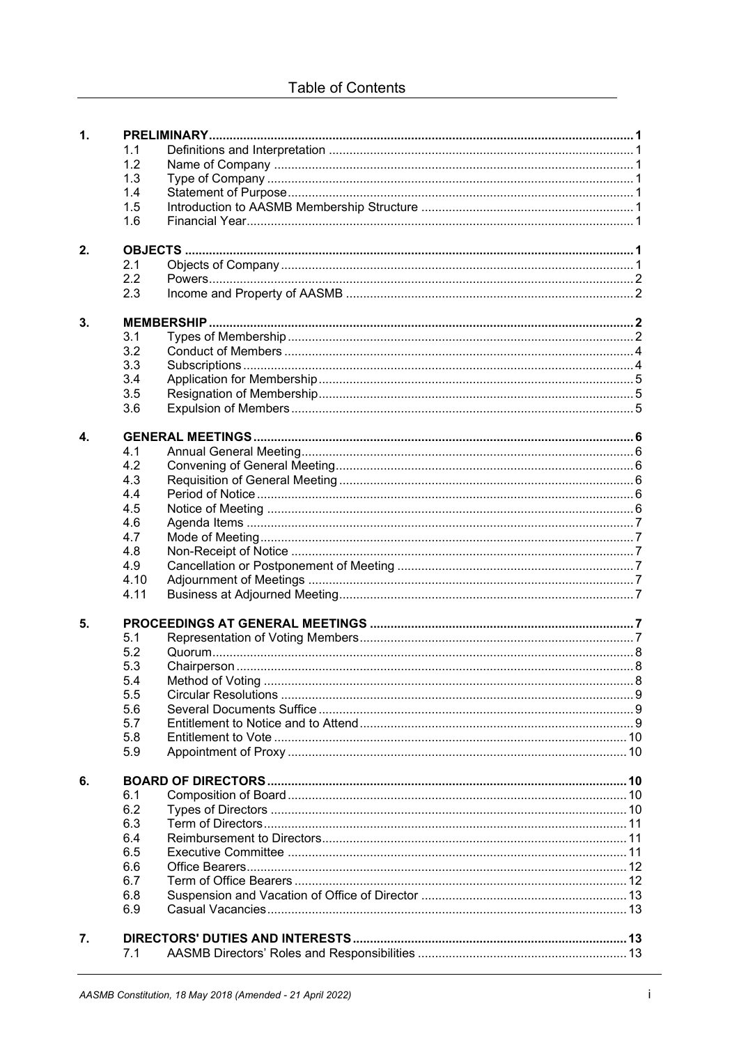# Table of Contents

| | | | |
|---|---|---|---|
| **1.** | **PRELIMINARY** | | **1** |
| | 1.1 | Definitions and Interpretation | 1 |
| | 1.2 | Name of Company | 1 |
| | 1.3 | Type of Company | 1 |
| | 1.4 | Statement of Purpose | 1 |
| | 1.5 | Introduction to AASMB Membership Structure | 1 |
| | 1.6 | Financial Year | 1 |
| **2.** | **OBJECTS** | | **1** |
| | 2.1 | Objects of Company | 1 |
| | 2.2 | Powers | 2 |
| | 2.3 | Income and Property of AASMB | 2 |
| **3.** | **MEMBERSHIP** | | **2** |
| | 3.1 | Types of Membership | 2 |
| | 3.2 | Conduct of Members | 4 |
| | 3.3 | Subscriptions | 4 |
| | 3.4 | Application for Membership | 5 |
| | 3.5 | Resignation of Membership | 5 |
| | 3.6 | Expulsion of Members | 5 |
| **4.** | **GENERAL MEETINGS** | | **6** |
| | 4.1 | Annual General Meeting | 6 |
| | 4.2 | Convening of General Meeting | 6 |
| | 4.3 | Requisition of General Meeting | 6 |
| | 4.4 | Period of Notice | 6 |
| | 4.5 | Notice of Meeting | 6 |
| | 4.6 | Agenda Items | 7 |
| | 4.7 | Mode of Meeting | 7 |
| | 4.8 | Non-Receipt of Notice | 7 |
| | 4.9 | Cancellation or Postponement of Meeting | 7 |
| | 4.10 | Adjournment of Meetings | 7 |
| | 4.11 | Business at Adjourned Meeting | 7 |
| **5.** | **PROCEEDINGS AT GENERAL MEETINGS** | | **7** |
| | 5.1 | Representation of Voting Members | 7 |
| | 5.2 | Quorum | 8 |
| | 5.3 | Chairperson | 8 |
| | 5.4 | Method of Voting | 8 |
| | 5.5 | Circular Resolutions | 9 |
| | 5.6 | Several Documents Suffice | 9 |
| | 5.7 | Entitlement to Notice and to Attend | 9 |
| | 5.8 | Entitlement to Vote | 10 |
| | 5.9 | Appointment of Proxy | 10 |
| **6.** | **BOARD OF DIRECTORS** | | **10** |
| | 6.1 | Composition of Board | 10 |
| | 6.2 | Types of Directors | 10 |
| | 6.3 | Term of Directors | 11 |
| | 6.4 | Reimbursement to Directors | 11 |
| | 6.5 | Executive Committee | 11 |
| | 6.6 | Office Bearers | 12 |
| | 6.7 | Term of Office Bearers | 12 |
| | 6.8 | Suspension and Vacation of Office of Director | 13 |
| | 6.9 | Casual Vacancies | 13 |
| **7.** | **DIRECTORS' DUTIES AND INTERESTS** | | **13** |
| | 7.1 | AASMB Directors' Roles and Responsibilities | 13 |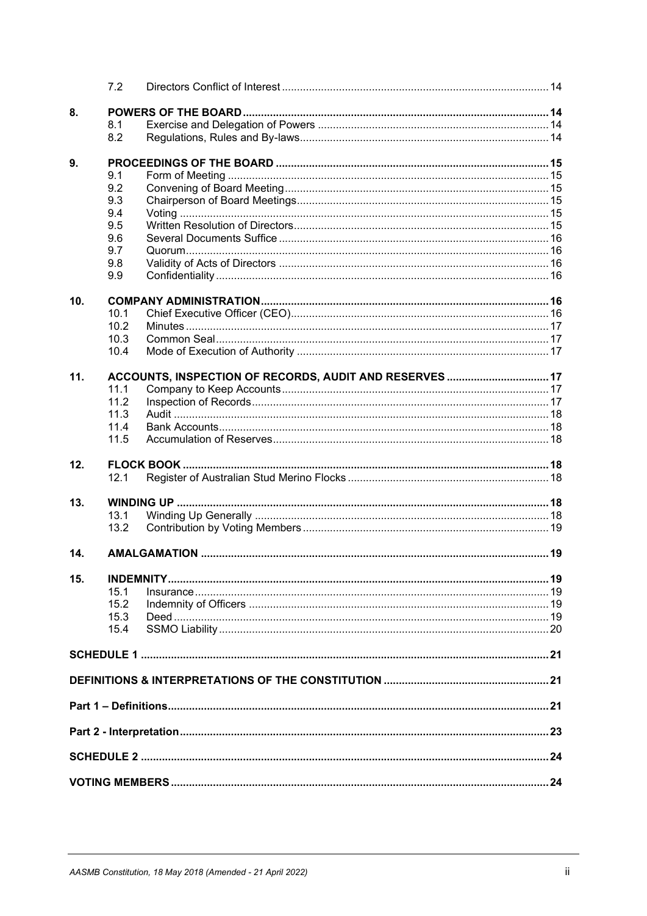| | | | |
|---|---|---|---|
| | 7.2 | Directors Conflict of Interest | 14 |
| **8.** | **POWERS OF THE BOARD** | | **14** |
| | 8.1 | Exercise and Delegation of Powers | 14 |
| | 8.2 | Regulations, Rules and By-laws | 14 |
| **9.** | **PROCEEDINGS OF THE BOARD** | | **15** |
| | 9.1 | Form of Meeting | 15 |
| | 9.2 | Convening of Board Meeting | 15 |
| | 9.3 | Chairperson of Board Meetings | 15 |
| | 9.4 | Voting | 15 |
| | 9.5 | Written Resolution of Directors | 15 |
| | 9.6 | Several Documents Suffice | 16 |
| | 9.7 | Quorum | 16 |
| | 9.8 | Validity of Acts of Directors | 16 |
| | 9.9 | Confidentiality | 16 |
| **10.** | **COMPANY ADMINISTRATION** | | **16** |
| | 10.1 | Chief Executive Officer (CEO) | 16 |
| | 10.2 | Minutes | 17 |
| | 10.3 | Common Seal | 17 |
| | 10.4 | Mode of Execution of Authority | 17 |
| **11.** | **ACCOUNTS, INSPECTION OF RECORDS, AUDIT AND RESERVES** | | **17** |
| | 11.1 | Company to Keep Accounts | 17 |
| | 11.2 | Inspection of Records | 17 |
| | 11.3 | Audit | 18 |
| | 11.4 | Bank Accounts | 18 |
| | 11.5 | Accumulation of Reserves | 18 |
| **12.** | **FLOCK BOOK** | | **18** |
| | 12.1 | Register of Australian Stud Merino Flocks | 18 |
| **13.** | **WINDING UP** | | **18** |
| | 13.1 | Winding Up Generally | 18 |
| | 13.2 | Contribution by Voting Members | 19 |
| **14.** | **AMALGAMATION** | | **19** |
| **15.** | **INDEMNITY** | | **19** |
| | 15.1 | Insurance | 19 |
| | 15.2 | Indemnity of Officers | 19 |
| | 15.3 | Deed | 19 |
| | 15.4 | SSMO Liability | 20 |
| **SCHEDULE 1** | | | **21** |
| **DEFINITIONS & INTERPRETATIONS OF THE CONSTITUTION** | | | **21** |
| **Part 1 – Definitions** | | | **21** |
| **Part 2 - Interpretation** | | | **23** |
| **SCHEDULE 2** | | | **24** |
| **VOTING MEMBERS** | | | **24** |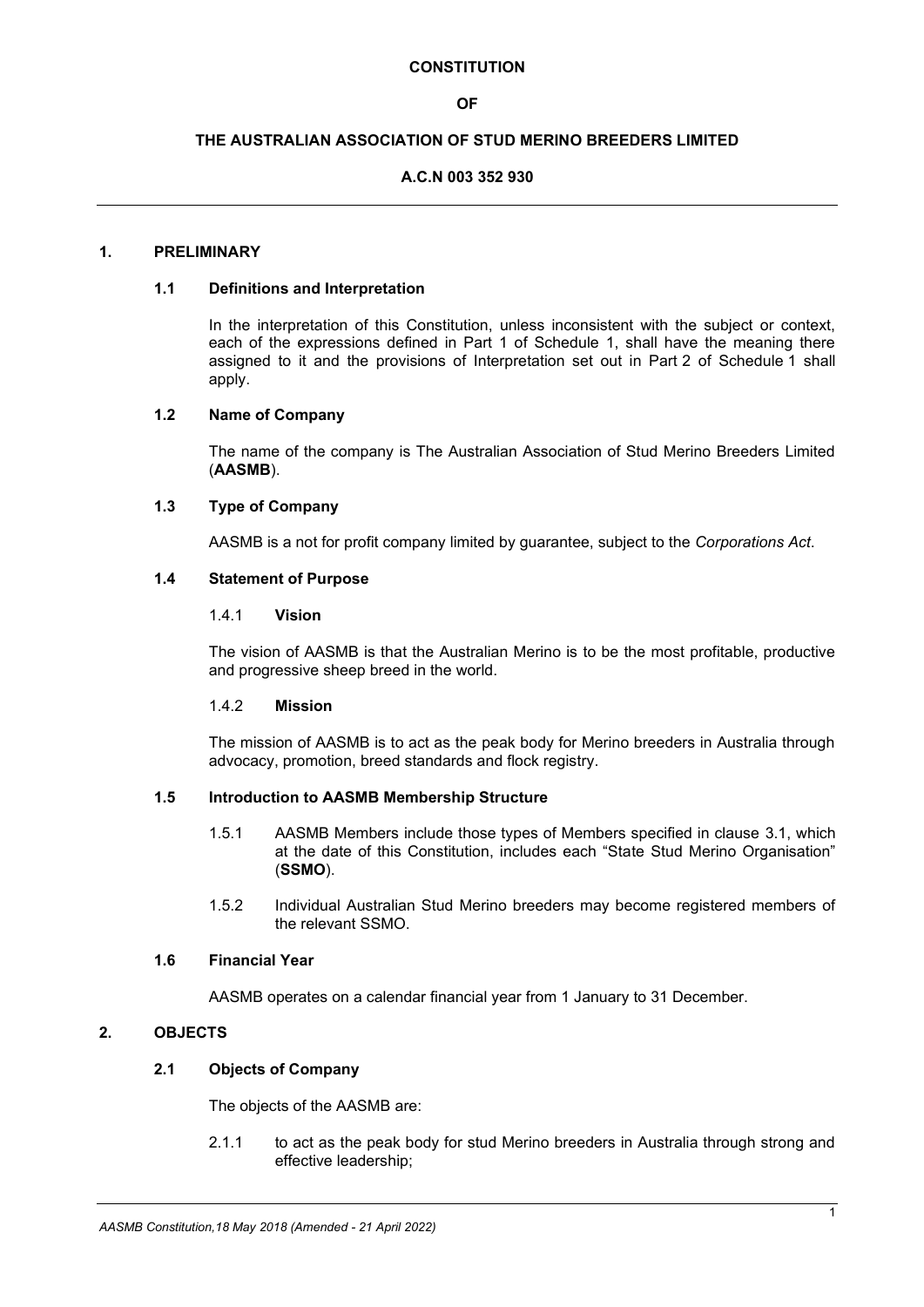**CONSTITUTION**

**OF**

**THE AUSTRALIAN ASSOCIATION OF STUD MERINO BREEDERS LIMITED**

**A.C.N 003 352 930**

---

## 1. PRELIMINARY

### 1.1 Definitions and Interpretation

In the interpretation of this Constitution, unless inconsistent with the subject or context, each of the expressions defined in Part 1 of Schedule 1, shall have the meaning there assigned to it and the provisions of Interpretation set out in Part 2 of Schedule 1 shall apply.

### 1.2 Name of Company

The name of the company is The Australian Association of Stud Merino Breeders Limited (**AASMB**).

### 1.3 Type of Company

AASMB is a not for profit company limited by guarantee, subject to the *Corporations Act*.

### 1.4 Statement of Purpose

1.4.1 **Vision**

The vision of AASMB is that the Australian Merino is to be the most profitable, productive and progressive sheep breed in the world.

1.4.2 **Mission**

The mission of AASMB is to act as the peak body for Merino breeders in Australia through advocacy, promotion, breed standards and flock registry.

### 1.5 Introduction to AASMB Membership Structure

1.5.1 AASMB Members include those types of Members specified in clause 3.1, which at the date of this Constitution, includes each "State Stud Merino Organisation" (**SSMO**).

1.5.2 Individual Australian Stud Merino breeders may become registered members of the relevant SSMO.

### 1.6 Financial Year

AASMB operates on a calendar financial year from 1 January to 31 December.

## 2. OBJECTS

### 2.1 Objects of Company

The objects of the AASMB are:

2.1.1 to act as the peak body for stud Merino breeders in Australia through strong and effective leadership;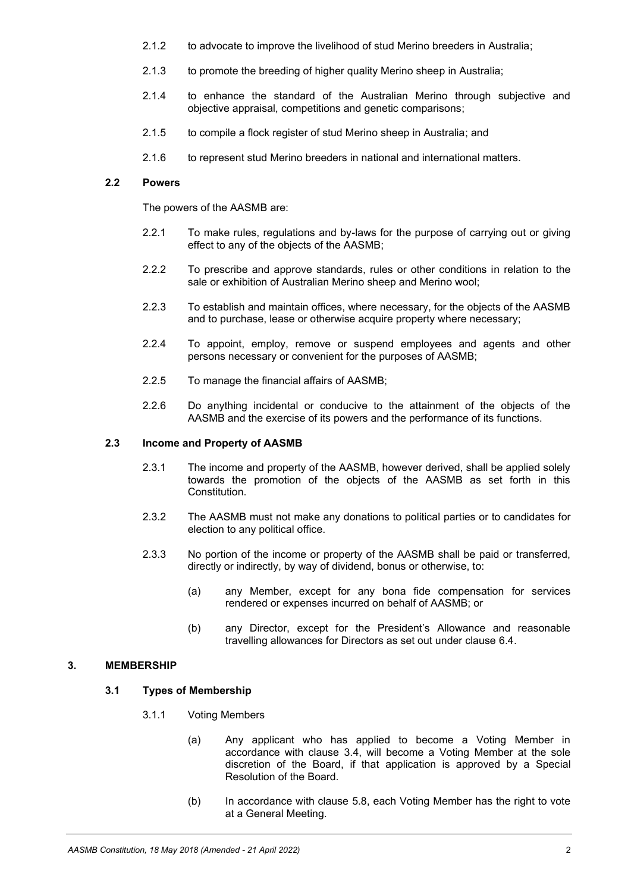2.1.2 to advocate to improve the livelihood of stud Merino breeders in Australia;

2.1.3 to promote the breeding of higher quality Merino sheep in Australia;

2.1.4 to enhance the standard of the Australian Merino through subjective and objective appraisal, competitions and genetic comparisons;

2.1.5 to compile a flock register of stud Merino sheep in Australia; and

2.1.6 to represent stud Merino breeders in national and international matters.

### 2.2 Powers

The powers of the AASMB are:

2.2.1 To make rules, regulations and by-laws for the purpose of carrying out or giving effect to any of the objects of the AASMB;

2.2.2 To prescribe and approve standards, rules or other conditions in relation to the sale or exhibition of Australian Merino sheep and Merino wool;

2.2.3 To establish and maintain offices, where necessary, for the objects of the AASMB and to purchase, lease or otherwise acquire property where necessary;

2.2.4 To appoint, employ, remove or suspend employees and agents and other persons necessary or convenient for the purposes of AASMB;

2.2.5 To manage the financial affairs of AASMB;

2.2.6 Do anything incidental or conducive to the attainment of the objects of the AASMB and the exercise of its powers and the performance of its functions.

### 2.3 Income and Property of AASMB

2.3.1 The income and property of the AASMB, however derived, shall be applied solely towards the promotion of the objects of the AASMB as set forth in this Constitution.

2.3.2 The AASMB must not make any donations to political parties or to candidates for election to any political office.

2.3.3 No portion of the income or property of the AASMB shall be paid or transferred, directly or indirectly, by way of dividend, bonus or otherwise, to:

(a) any Member, except for any bona fide compensation for services rendered or expenses incurred on behalf of AASMB; or

(b) any Director, except for the President's Allowance and reasonable travelling allowances for Directors as set out under clause 6.4.

## 3. MEMBERSHIP

### 3.1 Types of Membership

3.1.1 Voting Members

(a) Any applicant who has applied to become a Voting Member in accordance with clause 3.4, will become a Voting Member at the sole discretion of the Board, if that application is approved by a Special Resolution of the Board.

(b) In accordance with clause 5.8, each Voting Member has the right to vote at a General Meeting.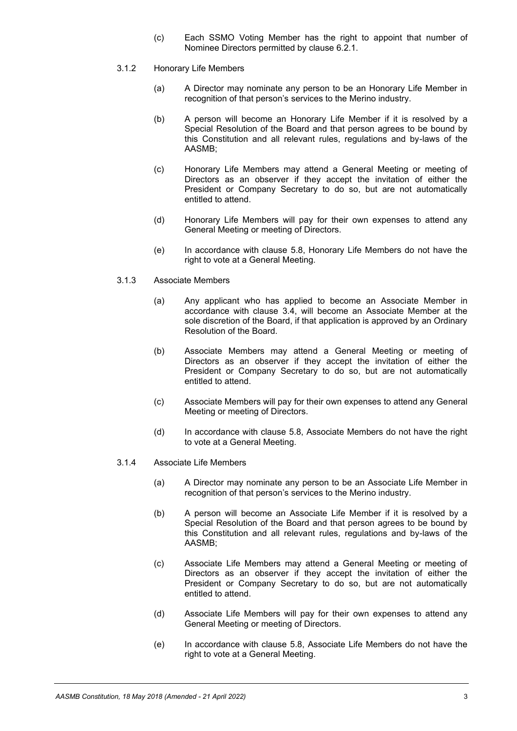(c) Each SSMO Voting Member has the right to appoint that number of Nominee Directors permitted by clause 6.2.1.

3.1.2 Honorary Life Members

(a) A Director may nominate any person to be an Honorary Life Member in recognition of that person's services to the Merino industry.

(b) A person will become an Honorary Life Member if it is resolved by a Special Resolution of the Board and that person agrees to be bound by this Constitution and all relevant rules, regulations and by-laws of the AASMB;

(c) Honorary Life Members may attend a General Meeting or meeting of Directors as an observer if they accept the invitation of either the President or Company Secretary to do so, but are not automatically entitled to attend.

(d) Honorary Life Members will pay for their own expenses to attend any General Meeting or meeting of Directors.

(e) In accordance with clause 5.8, Honorary Life Members do not have the right to vote at a General Meeting.

3.1.3 Associate Members

(a) Any applicant who has applied to become an Associate Member in accordance with clause 3.4, will become an Associate Member at the sole discretion of the Board, if that application is approved by an Ordinary Resolution of the Board.

(b) Associate Members may attend a General Meeting or meeting of Directors as an observer if they accept the invitation of either the President or Company Secretary to do so, but are not automatically entitled to attend.

(c) Associate Members will pay for their own expenses to attend any General Meeting or meeting of Directors.

(d) In accordance with clause 5.8, Associate Members do not have the right to vote at a General Meeting.

3.1.4 Associate Life Members

(a) A Director may nominate any person to be an Associate Life Member in recognition of that person's services to the Merino industry.

(b) A person will become an Associate Life Member if it is resolved by a Special Resolution of the Board and that person agrees to be bound by this Constitution and all relevant rules, regulations and by-laws of the AASMB;

(c) Associate Life Members may attend a General Meeting or meeting of Directors as an observer if they accept the invitation of either the President or Company Secretary to do so, but are not automatically entitled to attend.

(d) Associate Life Members will pay for their own expenses to attend any General Meeting or meeting of Directors.

(e) In accordance with clause 5.8, Associate Life Members do not have the right to vote at a General Meeting.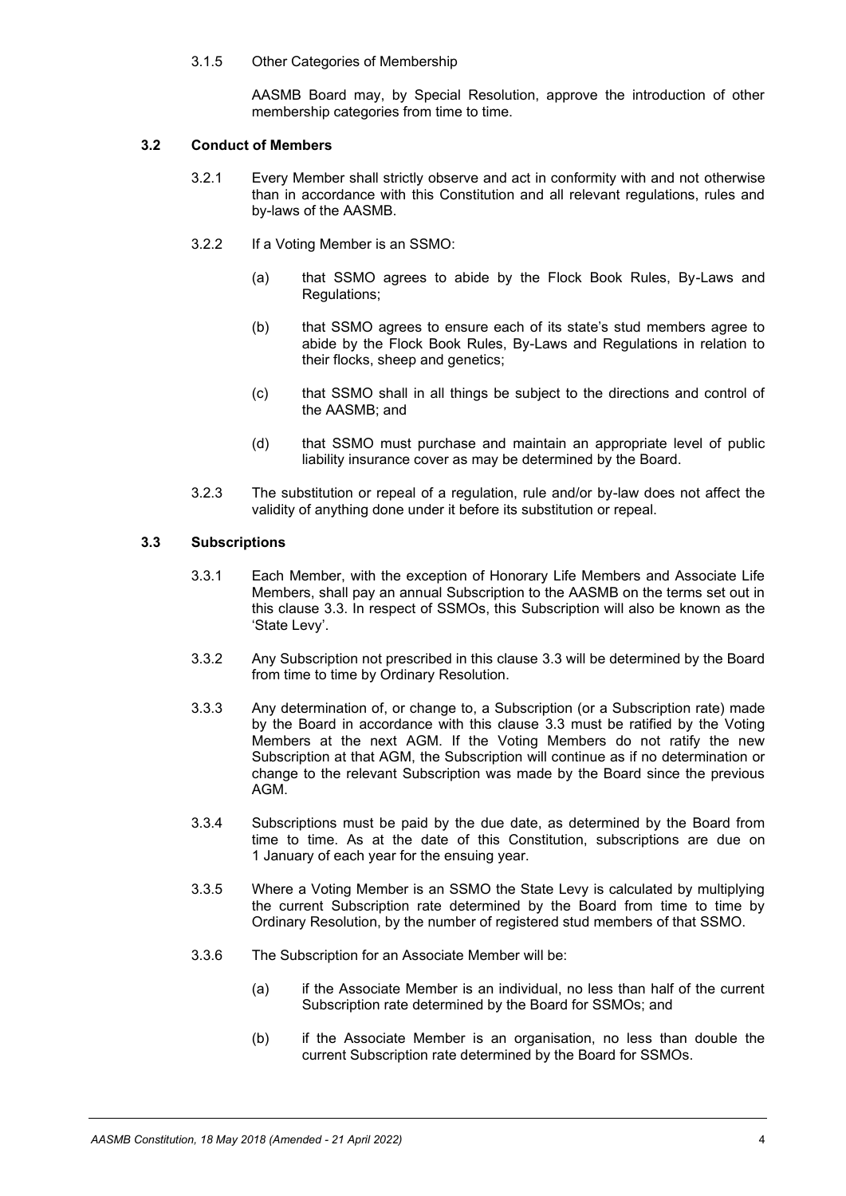3.1.5 Other Categories of Membership

AASMB Board may, by Special Resolution, approve the introduction of other membership categories from time to time.

### 3.2 Conduct of Members

3.2.1 Every Member shall strictly observe and act in conformity with and not otherwise than in accordance with this Constitution and all relevant regulations, rules and by-laws of the AASMB.

3.2.2 If a Voting Member is an SSMO:

(a) that SSMO agrees to abide by the Flock Book Rules, By-Laws and Regulations;

(b) that SSMO agrees to ensure each of its state's stud members agree to abide by the Flock Book Rules, By-Laws and Regulations in relation to their flocks, sheep and genetics;

(c) that SSMO shall in all things be subject to the directions and control of the AASMB; and

(d) that SSMO must purchase and maintain an appropriate level of public liability insurance cover as may be determined by the Board.

3.2.3 The substitution or repeal of a regulation, rule and/or by-law does not affect the validity of anything done under it before its substitution or repeal.

### 3.3 Subscriptions

3.3.1 Each Member, with the exception of Honorary Life Members and Associate Life Members, shall pay an annual Subscription to the AASMB on the terms set out in this clause 3.3. In respect of SSMOs, this Subscription will also be known as the 'State Levy'.

3.3.2 Any Subscription not prescribed in this clause 3.3 will be determined by the Board from time to time by Ordinary Resolution.

3.3.3 Any determination of, or change to, a Subscription (or a Subscription rate) made by the Board in accordance with this clause 3.3 must be ratified by the Voting Members at the next AGM. If the Voting Members do not ratify the new Subscription at that AGM, the Subscription will continue as if no determination or change to the relevant Subscription was made by the Board since the previous AGM.

3.3.4 Subscriptions must be paid by the due date, as determined by the Board from time to time. As at the date of this Constitution, subscriptions are due on 1 January of each year for the ensuing year.

3.3.5 Where a Voting Member is an SSMO the State Levy is calculated by multiplying the current Subscription rate determined by the Board from time to time by Ordinary Resolution, by the number of registered stud members of that SSMO.

3.3.6 The Subscription for an Associate Member will be:

(a) if the Associate Member is an individual, no less than half of the current Subscription rate determined by the Board for SSMOs; and

(b) if the Associate Member is an organisation, no less than double the current Subscription rate determined by the Board for SSMOs.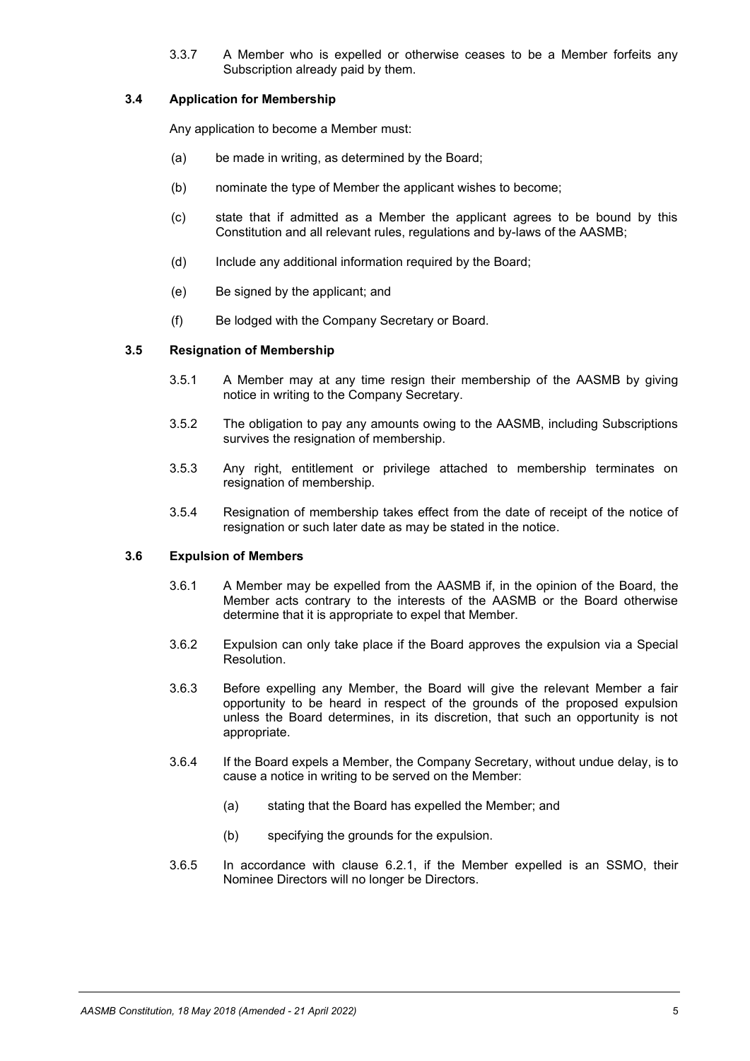3.3.7 A Member who is expelled or otherwise ceases to be a Member forfeits any Subscription already paid by them.

### 3.4 Application for Membership

Any application to become a Member must:

(a) be made in writing, as determined by the Board;

(b) nominate the type of Member the applicant wishes to become;

(c) state that if admitted as a Member the applicant agrees to be bound by this Constitution and all relevant rules, regulations and by-laws of the AASMB;

(d) Include any additional information required by the Board;

(e) Be signed by the applicant; and

(f) Be lodged with the Company Secretary or Board.

### 3.5 Resignation of Membership

3.5.1 A Member may at any time resign their membership of the AASMB by giving notice in writing to the Company Secretary.

3.5.2 The obligation to pay any amounts owing to the AASMB, including Subscriptions survives the resignation of membership.

3.5.3 Any right, entitlement or privilege attached to membership terminates on resignation of membership.

3.5.4 Resignation of membership takes effect from the date of receipt of the notice of resignation or such later date as may be stated in the notice.

### 3.6 Expulsion of Members

3.6.1 A Member may be expelled from the AASMB if, in the opinion of the Board, the Member acts contrary to the interests of the AASMB or the Board otherwise determine that it is appropriate to expel that Member.

3.6.2 Expulsion can only take place if the Board approves the expulsion via a Special Resolution.

3.6.3 Before expelling any Member, the Board will give the relevant Member a fair opportunity to be heard in respect of the grounds of the proposed expulsion unless the Board determines, in its discretion, that such an opportunity is not appropriate.

3.6.4 If the Board expels a Member, the Company Secretary, without undue delay, is to cause a notice in writing to be served on the Member:

(a) stating that the Board has expelled the Member; and

(b) specifying the grounds for the expulsion.

3.6.5 In accordance with clause 6.2.1, if the Member expelled is an SSMO, their Nominee Directors will no longer be Directors.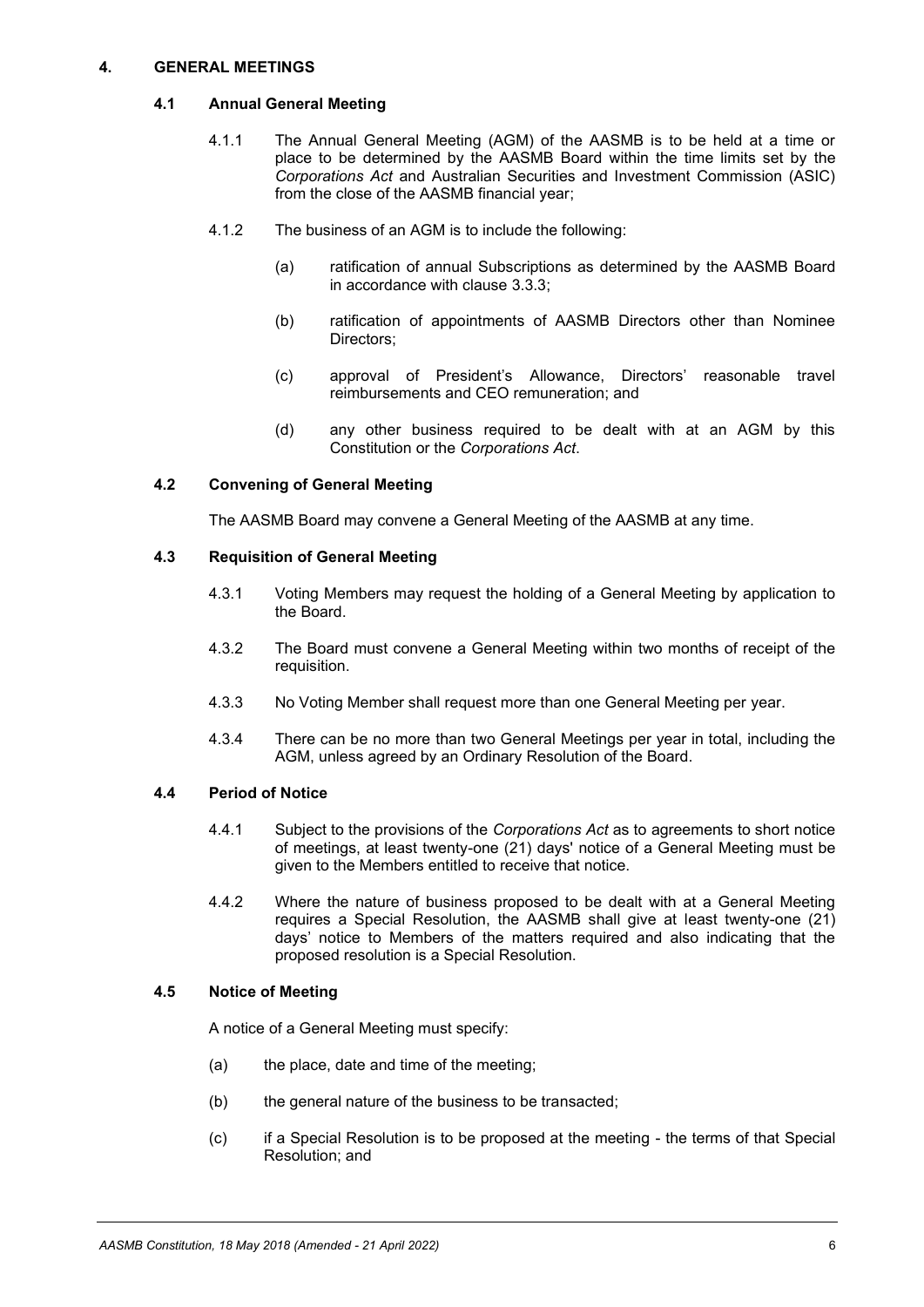## 4. GENERAL MEETINGS

### 4.1 Annual General Meeting

4.1.1 The Annual General Meeting (AGM) of the AASMB is to be held at a time or place to be determined by the AASMB Board within the time limits set by the *Corporations Act* and Australian Securities and Investment Commission (ASIC) from the close of the AASMB financial year;

4.1.2 The business of an AGM is to include the following:

(a) ratification of annual Subscriptions as determined by the AASMB Board in accordance with clause 3.3.3;

(b) ratification of appointments of AASMB Directors other than Nominee Directors;

(c) approval of President's Allowance, Directors' reasonable travel reimbursements and CEO remuneration; and

(d) any other business required to be dealt with at an AGM by this Constitution or the *Corporations Act*.

### 4.2 Convening of General Meeting

The AASMB Board may convene a General Meeting of the AASMB at any time.

### 4.3 Requisition of General Meeting

4.3.1 Voting Members may request the holding of a General Meeting by application to the Board.

4.3.2 The Board must convene a General Meeting within two months of receipt of the requisition.

4.3.3 No Voting Member shall request more than one General Meeting per year.

4.3.4 There can be no more than two General Meetings per year in total, including the AGM, unless agreed by an Ordinary Resolution of the Board.

### 4.4 Period of Notice

4.4.1 Subject to the provisions of the *Corporations Act* as to agreements to short notice of meetings, at least twenty-one (21) days' notice of a General Meeting must be given to the Members entitled to receive that notice.

4.4.2 Where the nature of business proposed to be dealt with at a General Meeting requires a Special Resolution, the AASMB shall give at least twenty-one (21) days' notice to Members of the matters required and also indicating that the proposed resolution is a Special Resolution.

### 4.5 Notice of Meeting

A notice of a General Meeting must specify:

(a) the place, date and time of the meeting;

(b) the general nature of the business to be transacted;

(c) if a Special Resolution is to be proposed at the meeting - the terms of that Special Resolution; and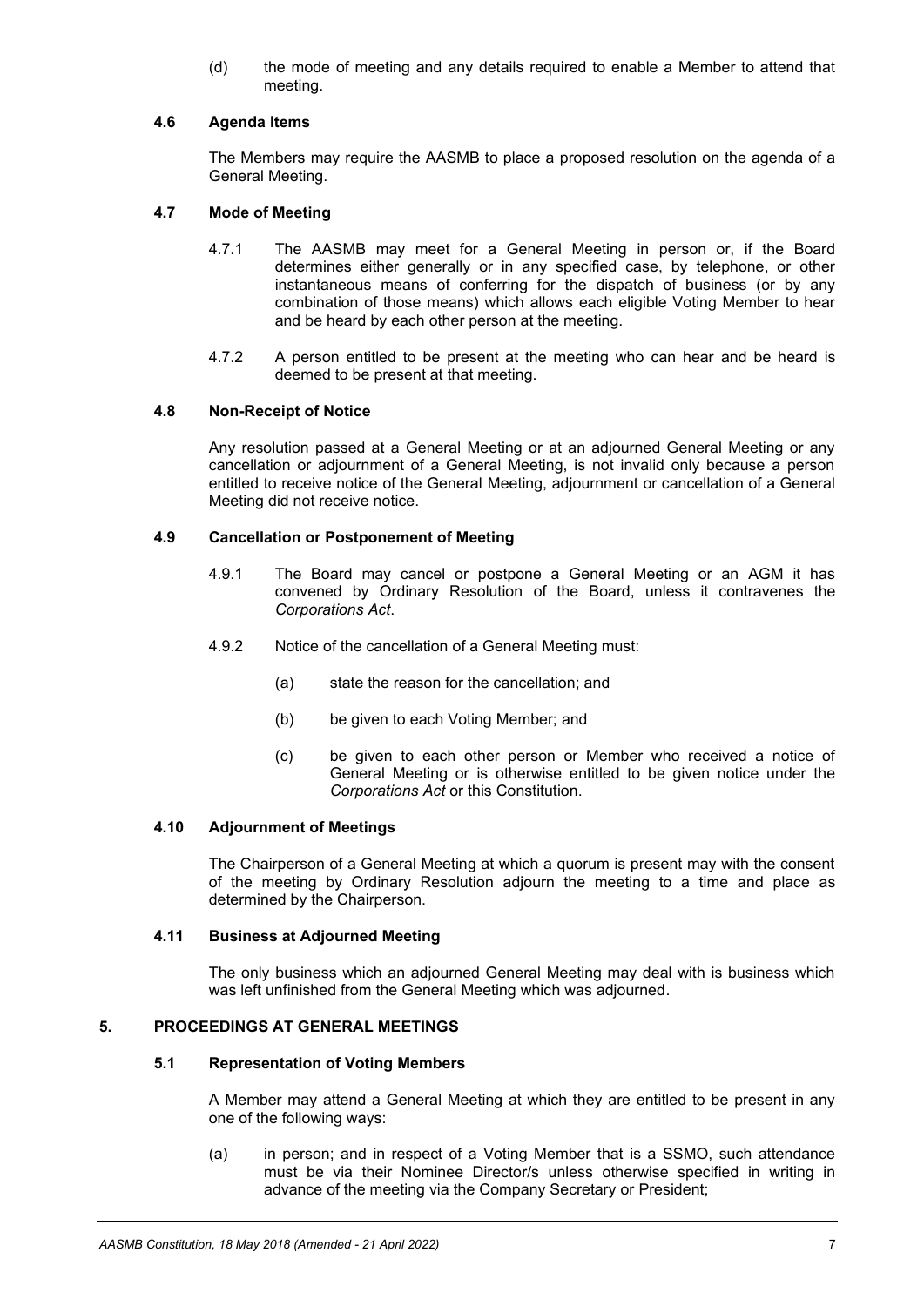(d) the mode of meeting and any details required to enable a Member to attend that meeting.

### 4.6 Agenda Items

The Members may require the AASMB to place a proposed resolution on the agenda of a General Meeting.

### 4.7 Mode of Meeting

4.7.1 The AASMB may meet for a General Meeting in person or, if the Board determines either generally or in any specified case, by telephone, or other instantaneous means of conferring for the dispatch of business (or by any combination of those means) which allows each eligible Voting Member to hear and be heard by each other person at the meeting.

4.7.2 A person entitled to be present at the meeting who can hear and be heard is deemed to be present at that meeting.

### 4.8 Non-Receipt of Notice

Any resolution passed at a General Meeting or at an adjourned General Meeting or any cancellation or adjournment of a General Meeting, is not invalid only because a person entitled to receive notice of the General Meeting, adjournment or cancellation of a General Meeting did not receive notice.

### 4.9 Cancellation or Postponement of Meeting

4.9.1 The Board may cancel or postpone a General Meeting or an AGM it has convened by Ordinary Resolution of the Board, unless it contravenes the *Corporations Act*.

4.9.2 Notice of the cancellation of a General Meeting must:

(a) state the reason for the cancellation; and

(b) be given to each Voting Member; and

(c) be given to each other person or Member who received a notice of General Meeting or is otherwise entitled to be given notice under the *Corporations Act* or this Constitution.

### 4.10 Adjournment of Meetings

The Chairperson of a General Meeting at which a quorum is present may with the consent of the meeting by Ordinary Resolution adjourn the meeting to a time and place as determined by the Chairperson.

### 4.11 Business at Adjourned Meeting

The only business which an adjourned General Meeting may deal with is business which was left unfinished from the General Meeting which was adjourned.

## 5. PROCEEDINGS AT GENERAL MEETINGS

### 5.1 Representation of Voting Members

A Member may attend a General Meeting at which they are entitled to be present in any one of the following ways:

(a) in person; and in respect of a Voting Member that is a SSMO, such attendance must be via their Nominee Director/s unless otherwise specified in writing in advance of the meeting via the Company Secretary or President;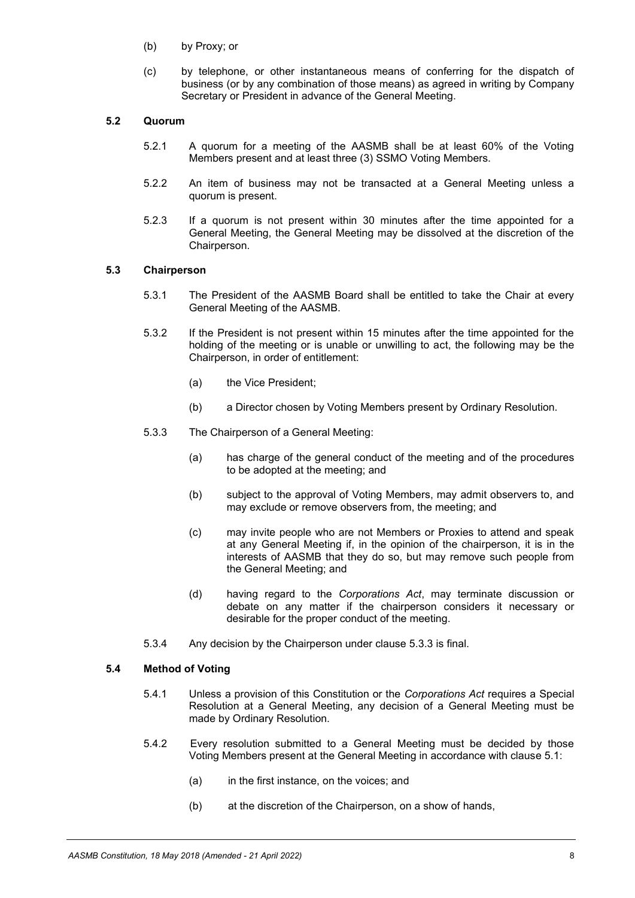(b) by Proxy; or

(c) by telephone, or other instantaneous means of conferring for the dispatch of business (or by any combination of those means) as agreed in writing by Company Secretary or President in advance of the General Meeting.

### 5.2 Quorum

5.2.1 A quorum for a meeting of the AASMB shall be at least 60% of the Voting Members present and at least three (3) SSMO Voting Members.

5.2.2 An item of business may not be transacted at a General Meeting unless a quorum is present.

5.2.3 If a quorum is not present within 30 minutes after the time appointed for a General Meeting, the General Meeting may be dissolved at the discretion of the Chairperson.

### 5.3 Chairperson

5.3.1 The President of the AASMB Board shall be entitled to take the Chair at every General Meeting of the AASMB.

5.3.2 If the President is not present within 15 minutes after the time appointed for the holding of the meeting or is unable or unwilling to act, the following may be the Chairperson, in order of entitlement:

(a) the Vice President;

(b) a Director chosen by Voting Members present by Ordinary Resolution.

5.3.3 The Chairperson of a General Meeting:

(a) has charge of the general conduct of the meeting and of the procedures to be adopted at the meeting; and

(b) subject to the approval of Voting Members, may admit observers to, and may exclude or remove observers from, the meeting; and

(c) may invite people who are not Members or Proxies to attend and speak at any General Meeting if, in the opinion of the chairperson, it is in the interests of AASMB that they do so, but may remove such people from the General Meeting; and

(d) having regard to the *Corporations Act*, may terminate discussion or debate on any matter if the chairperson considers it necessary or desirable for the proper conduct of the meeting.

5.3.4 Any decision by the Chairperson under clause 5.3.3 is final.

### 5.4 Method of Voting

5.4.1 Unless a provision of this Constitution or the *Corporations Act* requires a Special Resolution at a General Meeting, any decision of a General Meeting must be made by Ordinary Resolution.

5.4.2 Every resolution submitted to a General Meeting must be decided by those Voting Members present at the General Meeting in accordance with clause 5.1:

(a) in the first instance, on the voices; and

(b) at the discretion of the Chairperson, on a show of hands,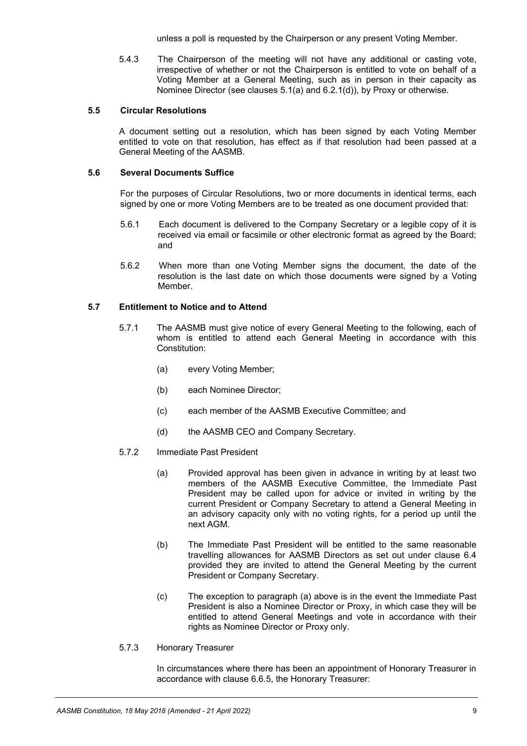unless a poll is requested by the Chairperson or any present Voting Member.

5.4.3 The Chairperson of the meeting will not have any additional or casting vote, irrespective of whether or not the Chairperson is entitled to vote on behalf of a Voting Member at a General Meeting, such as in person in their capacity as Nominee Director (see clauses 5.1(a) and 6.2.1(d)), by Proxy or otherwise.

### 5.5 Circular Resolutions

A document setting out a resolution, which has been signed by each Voting Member entitled to vote on that resolution, has effect as if that resolution had been passed at a General Meeting of the AASMB.

### 5.6 Several Documents Suffice

For the purposes of Circular Resolutions, two or more documents in identical terms, each signed by one or more Voting Members are to be treated as one document provided that:

5.6.1 Each document is delivered to the Company Secretary or a legible copy of it is received via email or facsimile or other electronic format as agreed by the Board; and

5.6.2 When more than one Voting Member signs the document, the date of the resolution is the last date on which those documents were signed by a Voting Member.

### 5.7 Entitlement to Notice and to Attend

5.7.1 The AASMB must give notice of every General Meeting to the following, each of whom is entitled to attend each General Meeting in accordance with this Constitution:

(a) every Voting Member;

(b) each Nominee Director;

(c) each member of the AASMB Executive Committee; and

(d) the AASMB CEO and Company Secretary.

5.7.2 Immediate Past President

(a) Provided approval has been given in advance in writing by at least two members of the AASMB Executive Committee, the Immediate Past President may be called upon for advice or invited in writing by the current President or Company Secretary to attend a General Meeting in an advisory capacity only with no voting rights, for a period up until the next AGM.

(b) The Immediate Past President will be entitled to the same reasonable travelling allowances for AASMB Directors as set out under clause 6.4 provided they are invited to attend the General Meeting by the current President or Company Secretary.

(c) The exception to paragraph (a) above is in the event the Immediate Past President is also a Nominee Director or Proxy, in which case they will be entitled to attend General Meetings and vote in accordance with their rights as Nominee Director or Proxy only.

5.7.3 Honorary Treasurer

In circumstances where there has been an appointment of Honorary Treasurer in accordance with clause 6.6.5, the Honorary Treasurer: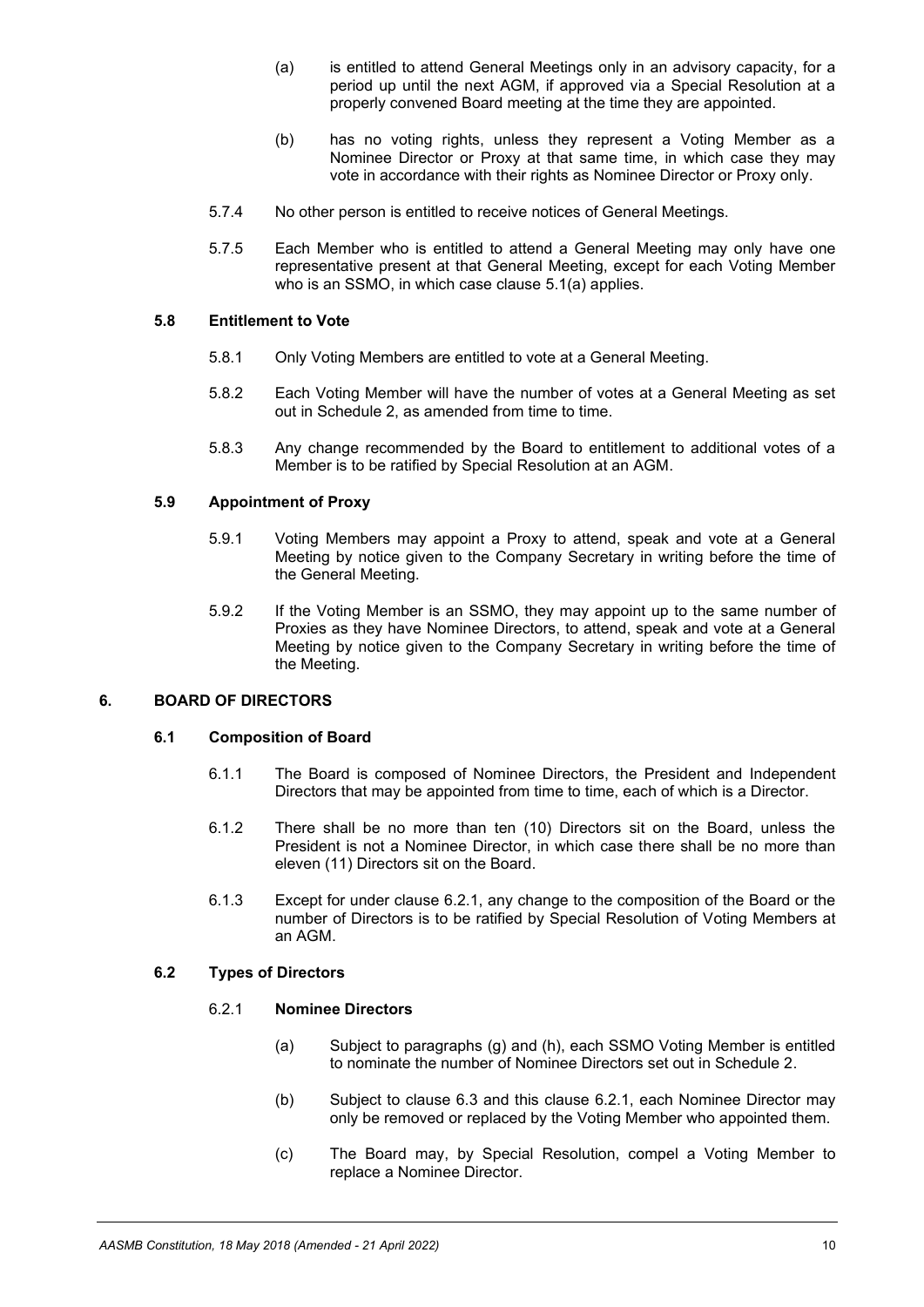(a) is entitled to attend General Meetings only in an advisory capacity, for a period up until the next AGM, if approved via a Special Resolution at a properly convened Board meeting at the time they are appointed.

(b) has no voting rights, unless they represent a Voting Member as a Nominee Director or Proxy at that same time, in which case they may vote in accordance with their rights as Nominee Director or Proxy only.

5.7.4 No other person is entitled to receive notices of General Meetings.

5.7.5 Each Member who is entitled to attend a General Meeting may only have one representative present at that General Meeting, except for each Voting Member who is an SSMO, in which case clause 5.1(a) applies.

### 5.8 Entitlement to Vote

5.8.1 Only Voting Members are entitled to vote at a General Meeting.

5.8.2 Each Voting Member will have the number of votes at a General Meeting as set out in Schedule 2, as amended from time to time.

5.8.3 Any change recommended by the Board to entitlement to additional votes of a Member is to be ratified by Special Resolution at an AGM.

### 5.9 Appointment of Proxy

5.9.1 Voting Members may appoint a Proxy to attend, speak and vote at a General Meeting by notice given to the Company Secretary in writing before the time of the General Meeting.

5.9.2 If the Voting Member is an SSMO, they may appoint up to the same number of Proxies as they have Nominee Directors, to attend, speak and vote at a General Meeting by notice given to the Company Secretary in writing before the time of the Meeting.

## 6. BOARD OF DIRECTORS

### 6.1 Composition of Board

6.1.1 The Board is composed of Nominee Directors, the President and Independent Directors that may be appointed from time to time, each of which is a Director.

6.1.2 There shall be no more than ten (10) Directors sit on the Board, unless the President is not a Nominee Director, in which case there shall be no more than eleven (11) Directors sit on the Board.

6.1.3 Except for under clause 6.2.1, any change to the composition of the Board or the number of Directors is to be ratified by Special Resolution of Voting Members at an AGM.

### 6.2 Types of Directors

#### 6.2.1 Nominee Directors

(a) Subject to paragraphs (g) and (h), each SSMO Voting Member is entitled to nominate the number of Nominee Directors set out in Schedule 2.

(b) Subject to clause 6.3 and this clause 6.2.1, each Nominee Director may only be removed or replaced by the Voting Member who appointed them.

(c) The Board may, by Special Resolution, compel a Voting Member to replace a Nominee Director.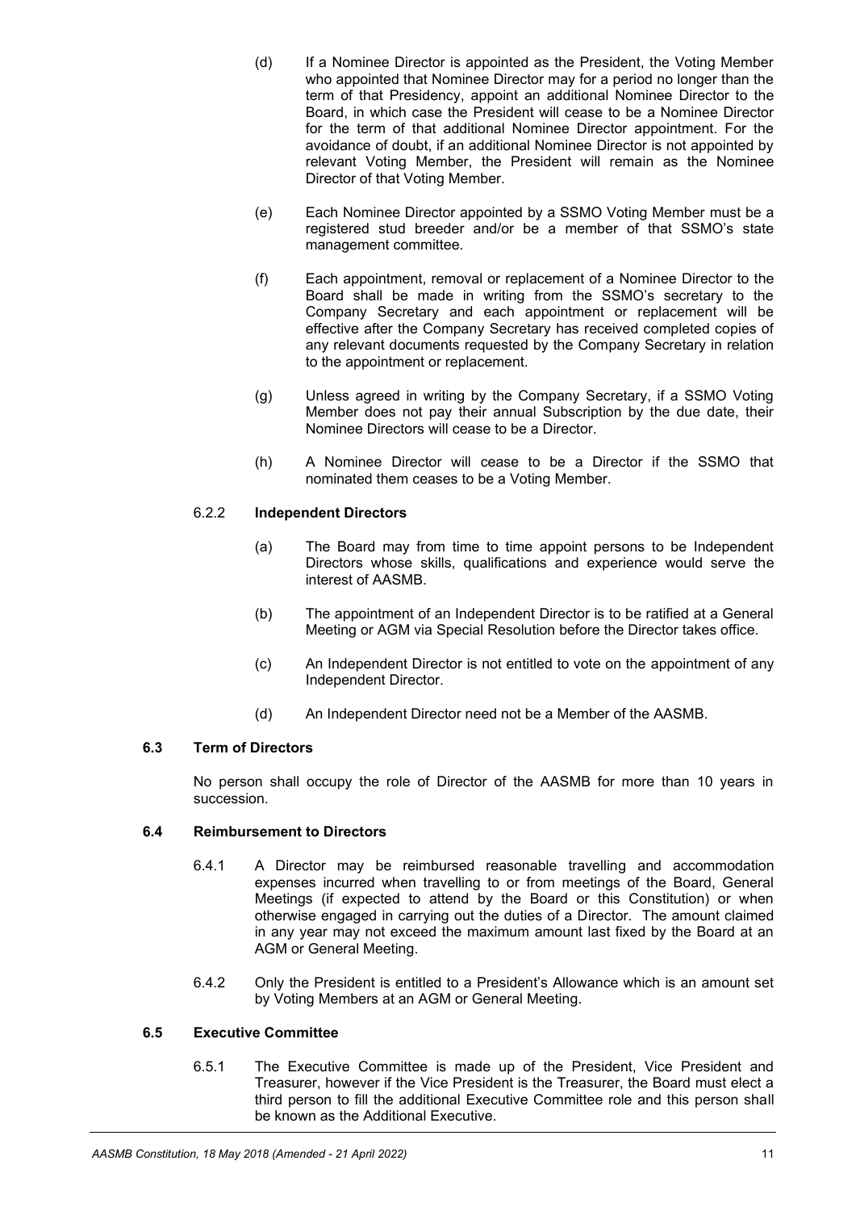(d) If a Nominee Director is appointed as the President, the Voting Member who appointed that Nominee Director may for a period no longer than the term of that Presidency, appoint an additional Nominee Director to the Board, in which case the President will cease to be a Nominee Director for the term of that additional Nominee Director appointment. For the avoidance of doubt, if an additional Nominee Director is not appointed by relevant Voting Member, the President will remain as the Nominee Director of that Voting Member.

(e) Each Nominee Director appointed by a SSMO Voting Member must be a registered stud breeder and/or be a member of that SSMO's state management committee.

(f) Each appointment, removal or replacement of a Nominee Director to the Board shall be made in writing from the SSMO's secretary to the Company Secretary and each appointment or replacement will be effective after the Company Secretary has received completed copies of any relevant documents requested by the Company Secretary in relation to the appointment or replacement.

(g) Unless agreed in writing by the Company Secretary, if a SSMO Voting Member does not pay their annual Subscription by the due date, their Nominee Directors will cease to be a Director.

(h) A Nominee Director will cease to be a Director if the SSMO that nominated them ceases to be a Voting Member.

6.2.2 **Independent Directors**

(a) The Board may from time to time appoint persons to be Independent Directors whose skills, qualifications and experience would serve the interest of AASMB.

(b) The appointment of an Independent Director is to be ratified at a General Meeting or AGM via Special Resolution before the Director takes office.

(c) An Independent Director is not entitled to vote on the appointment of any Independent Director.

(d) An Independent Director need not be a Member of the AASMB.

### 6.3 Term of Directors

No person shall occupy the role of Director of the AASMB for more than 10 years in succession.

### 6.4 Reimbursement to Directors

6.4.1 A Director may be reimbursed reasonable travelling and accommodation expenses incurred when travelling to or from meetings of the Board, General Meetings (if expected to attend by the Board or this Constitution) or when otherwise engaged in carrying out the duties of a Director. The amount claimed in any year may not exceed the maximum amount last fixed by the Board at an AGM or General Meeting.

6.4.2 Only the President is entitled to a President's Allowance which is an amount set by Voting Members at an AGM or General Meeting.

### 6.5 Executive Committee

6.5.1 The Executive Committee is made up of the President, Vice President and Treasurer, however if the Vice President is the Treasurer, the Board must elect a third person to fill the additional Executive Committee role and this person shall be known as the Additional Executive.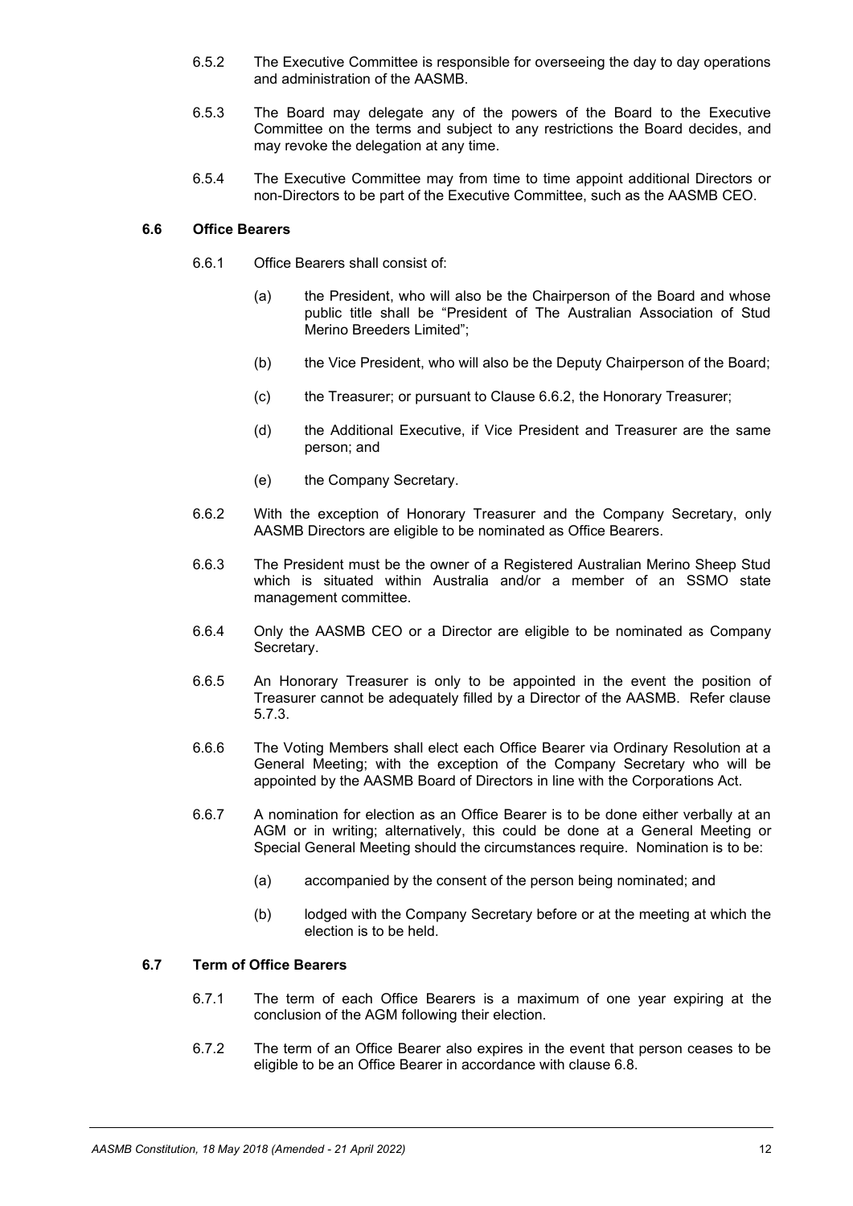6.5.2 The Executive Committee is responsible for overseeing the day to day operations and administration of the AASMB.

6.5.3 The Board may delegate any of the powers of the Board to the Executive Committee on the terms and subject to any restrictions the Board decides, and may revoke the delegation at any time.

6.5.4 The Executive Committee may from time to time appoint additional Directors or non-Directors to be part of the Executive Committee, such as the AASMB CEO.

### 6.6 Office Bearers

6.6.1 Office Bearers shall consist of:

(a) the President, who will also be the Chairperson of the Board and whose public title shall be "President of The Australian Association of Stud Merino Breeders Limited";

(b) the Vice President, who will also be the Deputy Chairperson of the Board;

(c) the Treasurer; or pursuant to Clause 6.6.2, the Honorary Treasurer;

(d) the Additional Executive, if Vice President and Treasurer are the same person; and

(e) the Company Secretary.

6.6.2 With the exception of Honorary Treasurer and the Company Secretary, only AASMB Directors are eligible to be nominated as Office Bearers.

6.6.3 The President must be the owner of a Registered Australian Merino Sheep Stud which is situated within Australia and/or a member of an SSMO state management committee.

6.6.4 Only the AASMB CEO or a Director are eligible to be nominated as Company Secretary.

6.6.5 An Honorary Treasurer is only to be appointed in the event the position of Treasurer cannot be adequately filled by a Director of the AASMB. Refer clause 5.7.3.

6.6.6 The Voting Members shall elect each Office Bearer via Ordinary Resolution at a General Meeting; with the exception of the Company Secretary who will be appointed by the AASMB Board of Directors in line with the Corporations Act.

6.6.7 A nomination for election as an Office Bearer is to be done either verbally at an AGM or in writing; alternatively, this could be done at a General Meeting or Special General Meeting should the circumstances require. Nomination is to be:

(a) accompanied by the consent of the person being nominated; and

(b) lodged with the Company Secretary before or at the meeting at which the election is to be held.

### 6.7 Term of Office Bearers

6.7.1 The term of each Office Bearers is a maximum of one year expiring at the conclusion of the AGM following their election.

6.7.2 The term of an Office Bearer also expires in the event that person ceases to be eligible to be an Office Bearer in accordance with clause 6.8.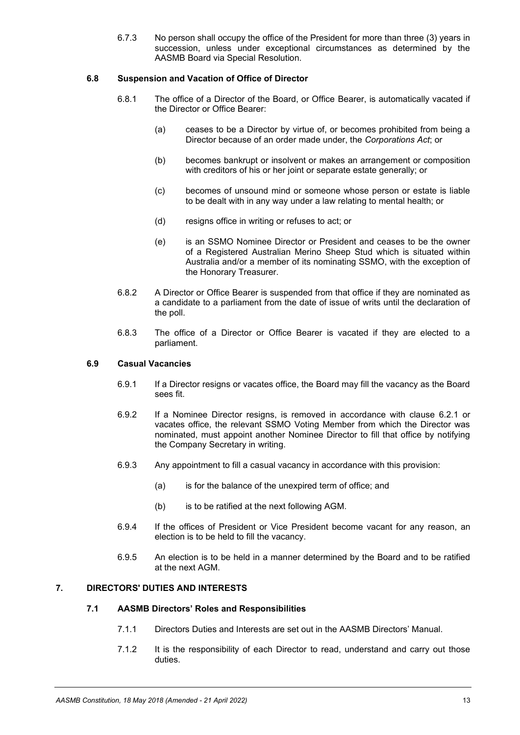6.7.3 No person shall occupy the office of the President for more than three (3) years in succession, unless under exceptional circumstances as determined by the AASMB Board via Special Resolution.

### 6.8 Suspension and Vacation of Office of Director

6.8.1 The office of a Director of the Board, or Office Bearer, is automatically vacated if the Director or Office Bearer:

(a) ceases to be a Director by virtue of, or becomes prohibited from being a Director because of an order made under, the *Corporations Act*; or

(b) becomes bankrupt or insolvent or makes an arrangement or composition with creditors of his or her joint or separate estate generally; or

(c) becomes of unsound mind or someone whose person or estate is liable to be dealt with in any way under a law relating to mental health; or

(d) resigns office in writing or refuses to act; or

(e) is an SSMO Nominee Director or President and ceases to be the owner of a Registered Australian Merino Sheep Stud which is situated within Australia and/or a member of its nominating SSMO, with the exception of the Honorary Treasurer.

6.8.2 A Director or Office Bearer is suspended from that office if they are nominated as a candidate to a parliament from the date of issue of writs until the declaration of the poll.

6.8.3 The office of a Director or Office Bearer is vacated if they are elected to a parliament.

### 6.9 Casual Vacancies

6.9.1 If a Director resigns or vacates office, the Board may fill the vacancy as the Board sees fit.

6.9.2 If a Nominee Director resigns, is removed in accordance with clause 6.2.1 or vacates office, the relevant SSMO Voting Member from which the Director was nominated, must appoint another Nominee Director to fill that office by notifying the Company Secretary in writing.

6.9.3 Any appointment to fill a casual vacancy in accordance with this provision:

(a) is for the balance of the unexpired term of office; and

(b) is to be ratified at the next following AGM.

6.9.4 If the offices of President or Vice President become vacant for any reason, an election is to be held to fill the vacancy.

6.9.5 An election is to be held in a manner determined by the Board and to be ratified at the next AGM.

## 7. DIRECTORS' DUTIES AND INTERESTS

### 7.1 AASMB Directors' Roles and Responsibilities

7.1.1 Directors Duties and Interests are set out in the AASMB Directors' Manual.

7.1.2 It is the responsibility of each Director to read, understand and carry out those duties.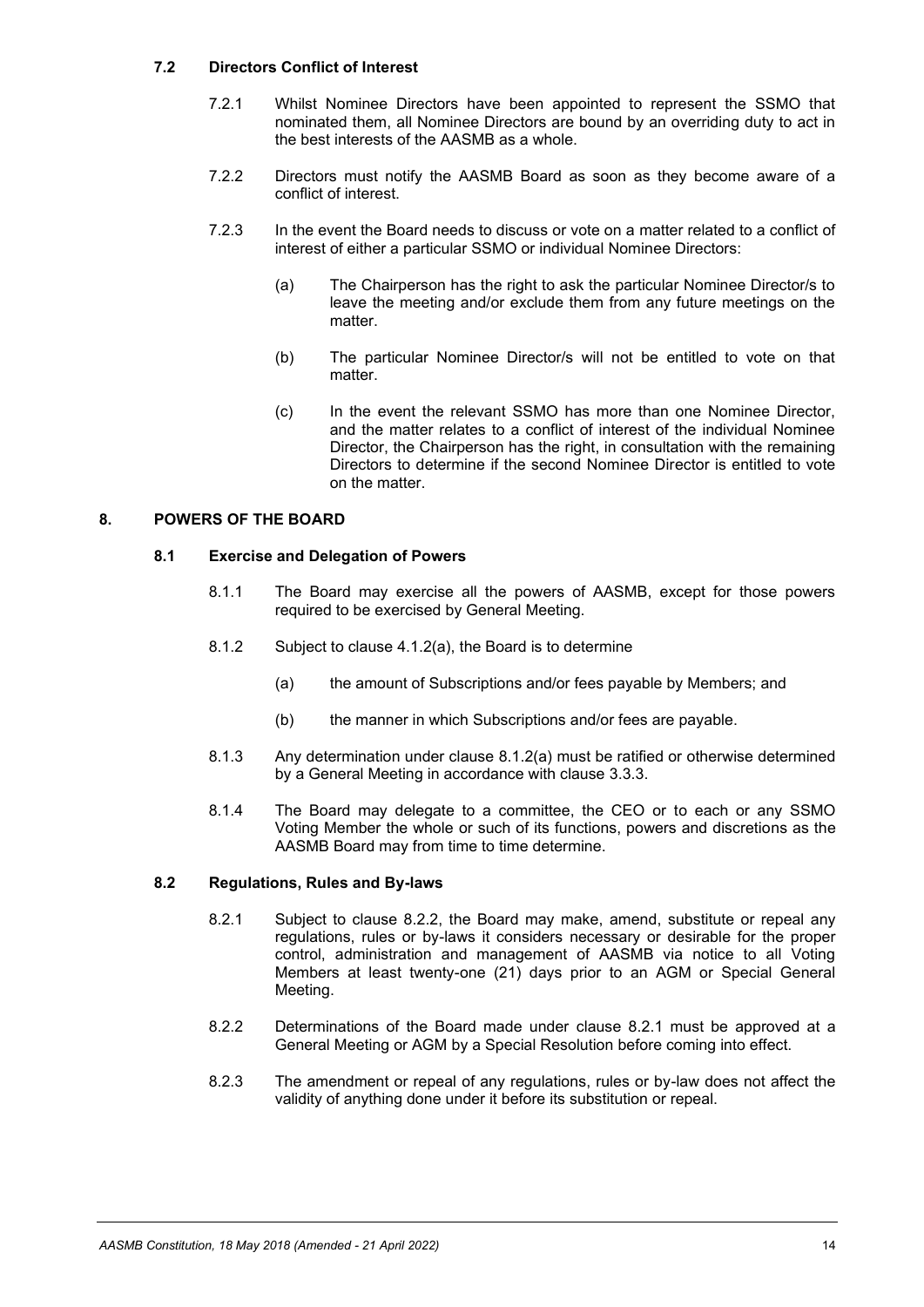### 7.2 Directors Conflict of Interest

7.2.1 Whilst Nominee Directors have been appointed to represent the SSMO that nominated them, all Nominee Directors are bound by an overriding duty to act in the best interests of the AASMB as a whole.

7.2.2 Directors must notify the AASMB Board as soon as they become aware of a conflict of interest.

7.2.3 In the event the Board needs to discuss or vote on a matter related to a conflict of interest of either a particular SSMO or individual Nominee Directors:

(a) The Chairperson has the right to ask the particular Nominee Director/s to leave the meeting and/or exclude them from any future meetings on the matter.

(b) The particular Nominee Director/s will not be entitled to vote on that matter.

(c) In the event the relevant SSMO has more than one Nominee Director, and the matter relates to a conflict of interest of the individual Nominee Director, the Chairperson has the right, in consultation with the remaining Directors to determine if the second Nominee Director is entitled to vote on the matter.

## 8. POWERS OF THE BOARD

### 8.1 Exercise and Delegation of Powers

8.1.1 The Board may exercise all the powers of AASMB, except for those powers required to be exercised by General Meeting.

8.1.2 Subject to clause 4.1.2(a), the Board is to determine

(a) the amount of Subscriptions and/or fees payable by Members; and

(b) the manner in which Subscriptions and/or fees are payable.

8.1.3 Any determination under clause 8.1.2(a) must be ratified or otherwise determined by a General Meeting in accordance with clause 3.3.3.

8.1.4 The Board may delegate to a committee, the CEO or to each or any SSMO Voting Member the whole or such of its functions, powers and discretions as the AASMB Board may from time to time determine.

### 8.2 Regulations, Rules and By-laws

8.2.1 Subject to clause 8.2.2, the Board may make, amend, substitute or repeal any regulations, rules or by-laws it considers necessary or desirable for the proper control, administration and management of AASMB via notice to all Voting Members at least twenty-one (21) days prior to an AGM or Special General Meeting.

8.2.2 Determinations of the Board made under clause 8.2.1 must be approved at a General Meeting or AGM by a Special Resolution before coming into effect.

8.2.3 The amendment or repeal of any regulations, rules or by-law does not affect the validity of anything done under it before its substitution or repeal.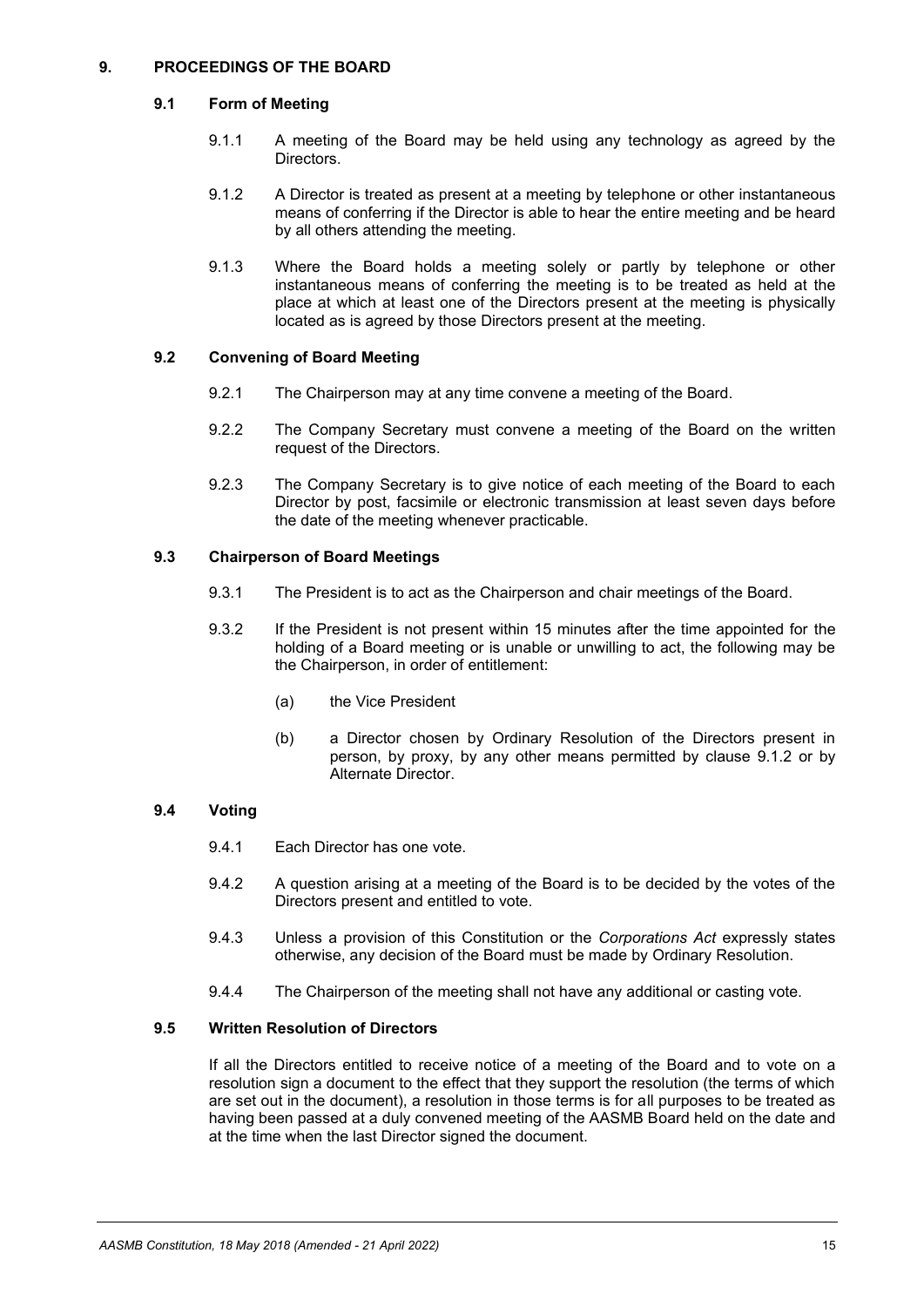## 9. PROCEEDINGS OF THE BOARD

### 9.1 Form of Meeting

9.1.1 A meeting of the Board may be held using any technology as agreed by the Directors.

9.1.2 A Director is treated as present at a meeting by telephone or other instantaneous means of conferring if the Director is able to hear the entire meeting and be heard by all others attending the meeting.

9.1.3 Where the Board holds a meeting solely or partly by telephone or other instantaneous means of conferring the meeting is to be treated as held at the place at which at least one of the Directors present at the meeting is physically located as is agreed by those Directors present at the meeting.

### 9.2 Convening of Board Meeting

9.2.1 The Chairperson may at any time convene a meeting of the Board.

9.2.2 The Company Secretary must convene a meeting of the Board on the written request of the Directors.

9.2.3 The Company Secretary is to give notice of each meeting of the Board to each Director by post, facsimile or electronic transmission at least seven days before the date of the meeting whenever practicable.

### 9.3 Chairperson of Board Meetings

9.3.1 The President is to act as the Chairperson and chair meetings of the Board.

9.3.2 If the President is not present within 15 minutes after the time appointed for the holding of a Board meeting or is unable or unwilling to act, the following may be the Chairperson, in order of entitlement:

(a) the Vice President

(b) a Director chosen by Ordinary Resolution of the Directors present in person, by proxy, by any other means permitted by clause 9.1.2 or by Alternate Director.

### 9.4 Voting

9.4.1 Each Director has one vote.

9.4.2 A question arising at a meeting of the Board is to be decided by the votes of the Directors present and entitled to vote.

9.4.3 Unless a provision of this Constitution or the *Corporations Act* expressly states otherwise, any decision of the Board must be made by Ordinary Resolution.

9.4.4 The Chairperson of the meeting shall not have any additional or casting vote.

### 9.5 Written Resolution of Directors

If all the Directors entitled to receive notice of a meeting of the Board and to vote on a resolution sign a document to the effect that they support the resolution (the terms of which are set out in the document), a resolution in those terms is for all purposes to be treated as having been passed at a duly convened meeting of the AASMB Board held on the date and at the time when the last Director signed the document.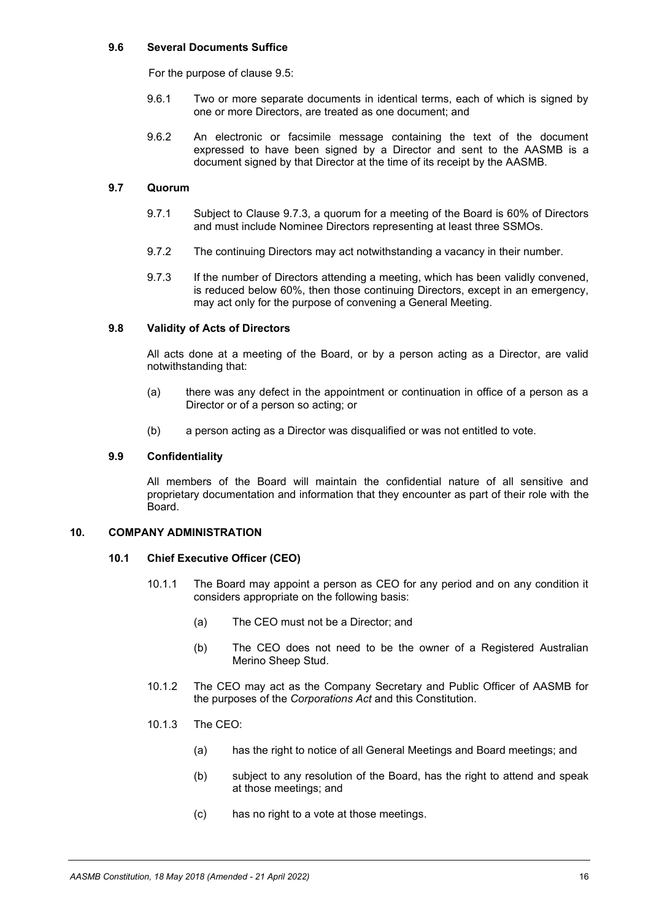### 9.6 Several Documents Suffice

For the purpose of clause 9.5:

9.6.1 Two or more separate documents in identical terms, each of which is signed by one or more Directors, are treated as one document; and

9.6.2 An electronic or facsimile message containing the text of the document expressed to have been signed by a Director and sent to the AASMB is a document signed by that Director at the time of its receipt by the AASMB.

### 9.7 Quorum

9.7.1 Subject to Clause 9.7.3, a quorum for a meeting of the Board is 60% of Directors and must include Nominee Directors representing at least three SSMOs.

9.7.2 The continuing Directors may act notwithstanding a vacancy in their number.

9.7.3 If the number of Directors attending a meeting, which has been validly convened, is reduced below 60%, then those continuing Directors, except in an emergency, may act only for the purpose of convening a General Meeting.

### 9.8 Validity of Acts of Directors

All acts done at a meeting of the Board, or by a person acting as a Director, are valid notwithstanding that:

(a) there was any defect in the appointment or continuation in office of a person as a Director or of a person so acting; or

(b) a person acting as a Director was disqualified or was not entitled to vote.

### 9.9 Confidentiality

All members of the Board will maintain the confidential nature of all sensitive and proprietary documentation and information that they encounter as part of their role with the Board.

## 10. COMPANY ADMINISTRATION

### 10.1 Chief Executive Officer (CEO)

10.1.1 The Board may appoint a person as CEO for any period and on any condition it considers appropriate on the following basis:

(a) The CEO must not be a Director; and

(b) The CEO does not need to be the owner of a Registered Australian Merino Sheep Stud.

10.1.2 The CEO may act as the Company Secretary and Public Officer of AASMB for the purposes of the *Corporations Act* and this Constitution.

10.1.3 The CEO:

(a) has the right to notice of all General Meetings and Board meetings; and

(b) subject to any resolution of the Board, has the right to attend and speak at those meetings; and

(c) has no right to a vote at those meetings.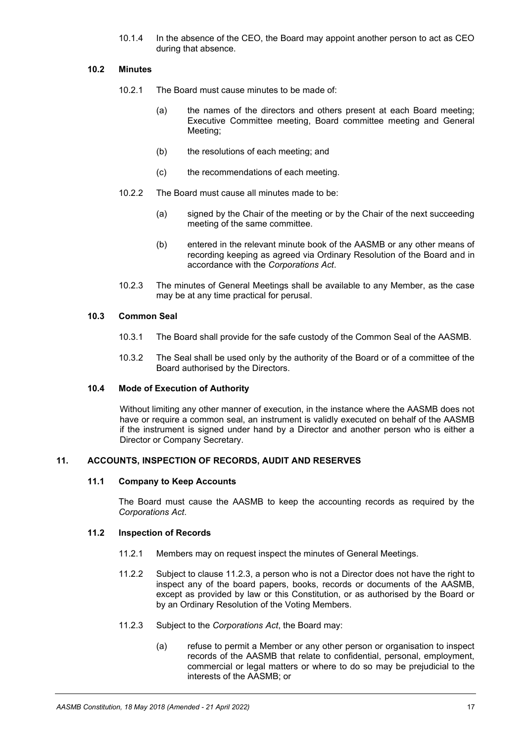10.1.4 In the absence of the CEO, the Board may appoint another person to act as CEO during that absence.

### 10.2 Minutes

10.2.1 The Board must cause minutes to be made of:

(a) the names of the directors and others present at each Board meeting; Executive Committee meeting, Board committee meeting and General Meeting;

(b) the resolutions of each meeting; and

(c) the recommendations of each meeting.

10.2.2 The Board must cause all minutes made to be:

(a) signed by the Chair of the meeting or by the Chair of the next succeeding meeting of the same committee.

(b) entered in the relevant minute book of the AASMB or any other means of recording keeping as agreed via Ordinary Resolution of the Board and in accordance with the *Corporations Act*.

10.2.3 The minutes of General Meetings shall be available to any Member, as the case may be at any time practical for perusal.

### 10.3 Common Seal

10.3.1 The Board shall provide for the safe custody of the Common Seal of the AASMB.

10.3.2 The Seal shall be used only by the authority of the Board or of a committee of the Board authorised by the Directors.

### 10.4 Mode of Execution of Authority

Without limiting any other manner of execution, in the instance where the AASMB does not have or require a common seal, an instrument is validly executed on behalf of the AASMB if the instrument is signed under hand by a Director and another person who is either a Director or Company Secretary.

## 11. ACCOUNTS, INSPECTION OF RECORDS, AUDIT AND RESERVES

### 11.1 Company to Keep Accounts

The Board must cause the AASMB to keep the accounting records as required by the *Corporations Act*.

### 11.2 Inspection of Records

11.2.1 Members may on request inspect the minutes of General Meetings.

11.2.2 Subject to clause 11.2.3, a person who is not a Director does not have the right to inspect any of the board papers, books, records or documents of the AASMB, except as provided by law or this Constitution, or as authorised by the Board or by an Ordinary Resolution of the Voting Members.

11.2.3 Subject to the *Corporations Act*, the Board may:

(a) refuse to permit a Member or any other person or organisation to inspect records of the AASMB that relate to confidential, personal, employment, commercial or legal matters or where to do so may be prejudicial to the interests of the AASMB; or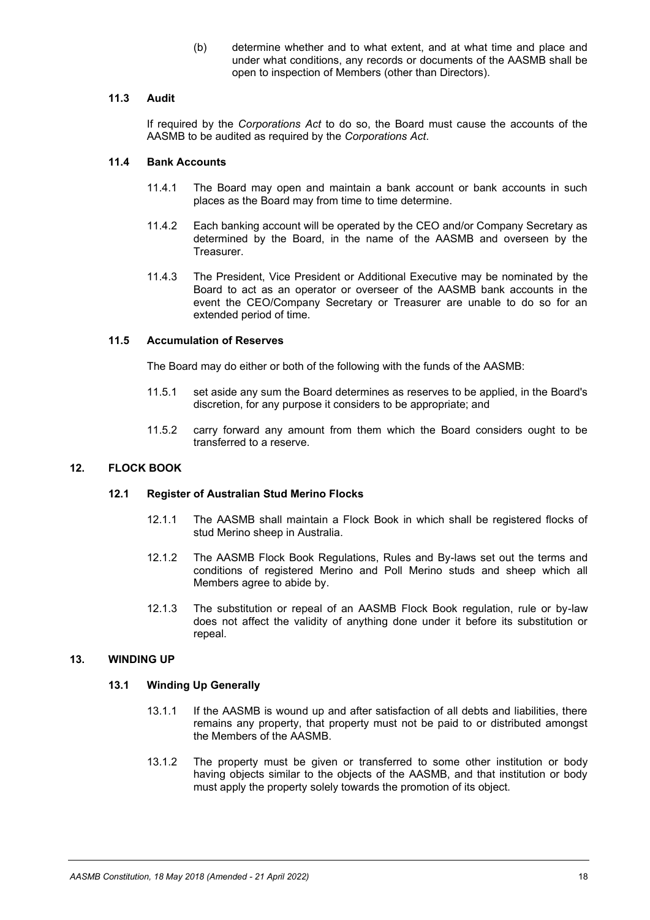(b) determine whether and to what extent, and at what time and place and under what conditions, any records or documents of the AASMB shall be open to inspection of Members (other than Directors).

### 11.3 Audit

If required by the *Corporations Act* to do so, the Board must cause the accounts of the AASMB to be audited as required by the *Corporations Act*.

### 11.4 Bank Accounts

11.4.1 The Board may open and maintain a bank account or bank accounts in such places as the Board may from time to time determine.

11.4.2 Each banking account will be operated by the CEO and/or Company Secretary as determined by the Board, in the name of the AASMB and overseen by the Treasurer.

11.4.3 The President, Vice President or Additional Executive may be nominated by the Board to act as an operator or overseer of the AASMB bank accounts in the event the CEO/Company Secretary or Treasurer are unable to do so for an extended period of time.

### 11.5 Accumulation of Reserves

The Board may do either or both of the following with the funds of the AASMB:

11.5.1 set aside any sum the Board determines as reserves to be applied, in the Board's discretion, for any purpose it considers to be appropriate; and

11.5.2 carry forward any amount from them which the Board considers ought to be transferred to a reserve.

## 12. FLOCK BOOK

### 12.1 Register of Australian Stud Merino Flocks

12.1.1 The AASMB shall maintain a Flock Book in which shall be registered flocks of stud Merino sheep in Australia.

12.1.2 The AASMB Flock Book Regulations, Rules and By-laws set out the terms and conditions of registered Merino and Poll Merino studs and sheep which all Members agree to abide by.

12.1.3 The substitution or repeal of an AASMB Flock Book regulation, rule or by-law does not affect the validity of anything done under it before its substitution or repeal.

## 13. WINDING UP

### 13.1 Winding Up Generally

13.1.1 If the AASMB is wound up and after satisfaction of all debts and liabilities, there remains any property, that property must not be paid to or distributed amongst the Members of the AASMB.

13.1.2 The property must be given or transferred to some other institution or body having objects similar to the objects of the AASMB, and that institution or body must apply the property solely towards the promotion of its object.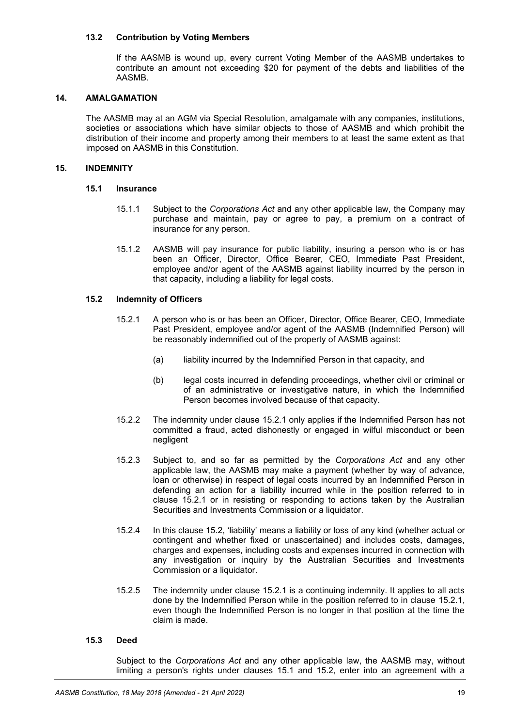### 13.2 Contribution by Voting Members

If the AASMB is wound up, every current Voting Member of the AASMB undertakes to contribute an amount not exceeding $20 for payment of the debts and liabilities of the AASMB.

## 14. AMALGAMATION

The AASMB may at an AGM via Special Resolution, amalgamate with any companies, institutions, societies or associations which have similar objects to those of AASMB and which prohibit the distribution of their income and property among their members to at least the same extent as that imposed on AASMB in this Constitution.

## 15. INDEMNITY

### 15.1 Insurance

15.1.1 Subject to the *Corporations Act* and any other applicable law, the Company may purchase and maintain, pay or agree to pay, a premium on a contract of insurance for any person.

15.1.2 AASMB will pay insurance for public liability, insuring a person who is or has been an Officer, Director, Office Bearer, CEO, Immediate Past President, employee and/or agent of the AASMB against liability incurred by the person in that capacity, including a liability for legal costs.

### 15.2 Indemnity of Officers

15.2.1 A person who is or has been an Officer, Director, Office Bearer, CEO, Immediate Past President, employee and/or agent of the AASMB (Indemnified Person) will be reasonably indemnified out of the property of AASMB against:

(a) liability incurred by the Indemnified Person in that capacity, and

(b) legal costs incurred in defending proceedings, whether civil or criminal or of an administrative or investigative nature, in which the Indemnified Person becomes involved because of that capacity.

15.2.2 The indemnity under clause 15.2.1 only applies if the Indemnified Person has not committed a fraud, acted dishonestly or engaged in wilful misconduct or been negligent

15.2.3 Subject to, and so far as permitted by the *Corporations Act* and any other applicable law, the AASMB may make a payment (whether by way of advance, loan or otherwise) in respect of legal costs incurred by an Indemnified Person in defending an action for a liability incurred while in the position referred to in clause 15.2.1 or in resisting or responding to actions taken by the Australian Securities and Investments Commission or a liquidator.

15.2.4 In this clause 15.2, 'liability' means a liability or loss of any kind (whether actual or contingent and whether fixed or unascertained) and includes costs, damages, charges and expenses, including costs and expenses incurred in connection with any investigation or inquiry by the Australian Securities and Investments Commission or a liquidator.

15.2.5 The indemnity under clause 15.2.1 is a continuing indemnity. It applies to all acts done by the Indemnified Person while in the position referred to in clause 15.2.1, even though the Indemnified Person is no longer in that position at the time the claim is made.

### 15.3 Deed

Subject to the *Corporations Act* and any other applicable law, the AASMB may, without limiting a person's rights under clauses 15.1 and 15.2, enter into an agreement with a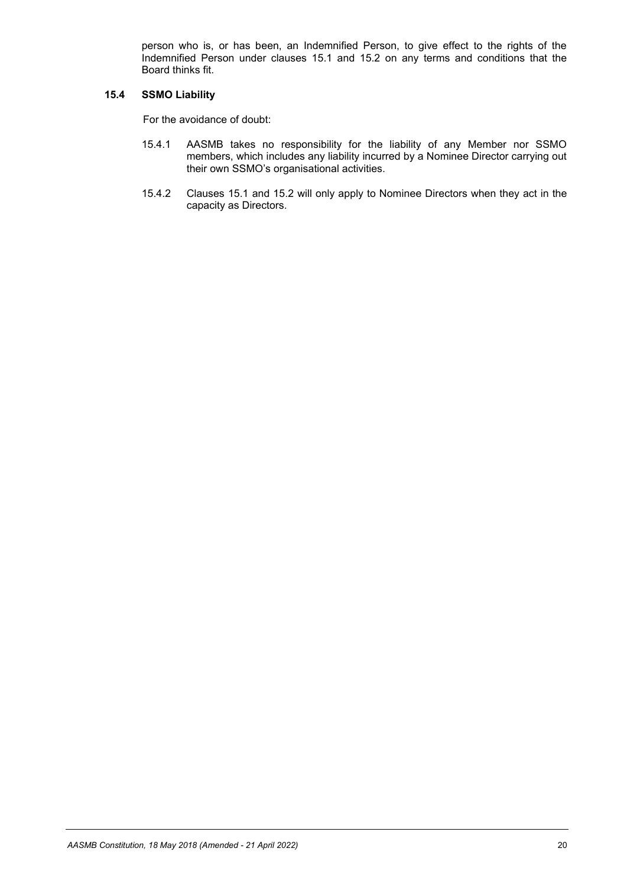person who is, or has been, an Indemnified Person, to give effect to the rights of the Indemnified Person under clauses 15.1 and 15.2 on any terms and conditions that the Board thinks fit.

### 15.4 SSMO Liability

For the avoidance of doubt:

15.4.1 AASMB takes no responsibility for the liability of any Member nor SSMO members, which includes any liability incurred by a Nominee Director carrying out their own SSMO's organisational activities.

15.4.2 Clauses 15.1 and 15.2 will only apply to Nominee Directors when they act in the capacity as Directors.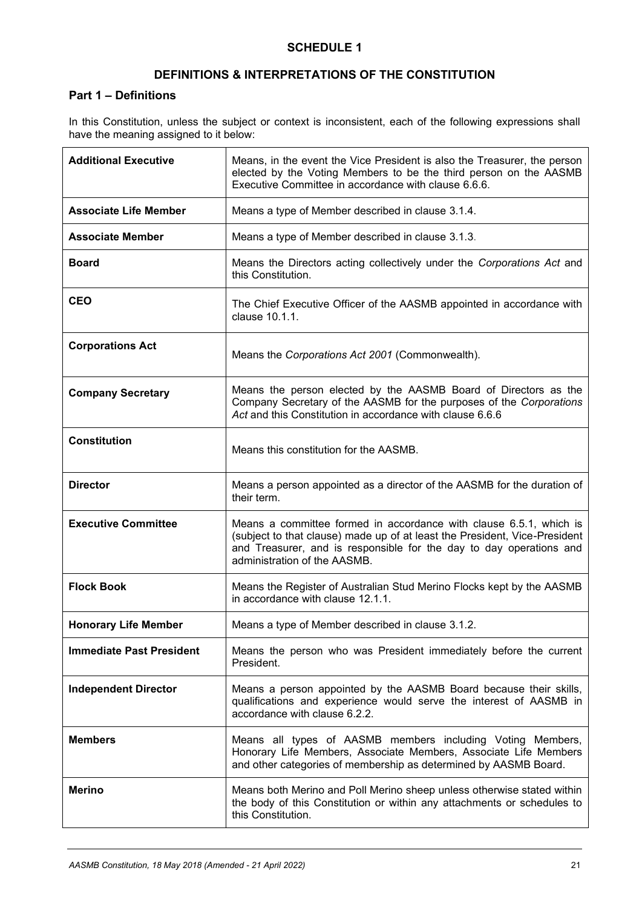# SCHEDULE 1

## DEFINITIONS & INTERPRETATIONS OF THE CONSTITUTION

### Part 1 – Definitions

In this Constitution, unless the subject or context is inconsistent, each of the following expressions shall have the meaning assigned to it below:

| | |
|---|---|
| **Additional Executive** | Means, in the event the Vice President is also the Treasurer, the person elected by the Voting Members to be the third person on the AASMB Executive Committee in accordance with clause 6.6.6. |
| **Associate Life Member** | Means a type of Member described in clause 3.1.4. |
| **Associate Member** | Means a type of Member described in clause 3.1.3. |
| **Board** | Means the Directors acting collectively under the *Corporations Act* and this Constitution. |
| **CEO** | The Chief Executive Officer of the AASMB appointed in accordance with clause 10.1.1. |
| **Corporations Act** | Means the *Corporations Act 2001* (Commonwealth). |
| **Company Secretary** | Means the person elected by the AASMB Board of Directors as the Company Secretary of the AASMB for the purposes of the *Corporations Act* and this Constitution in accordance with clause 6.6.6 |
| **Constitution** | Means this constitution for the AASMB. |
| **Director** | Means a person appointed as a director of the AASMB for the duration of their term. |
| **Executive Committee** | Means a committee formed in accordance with clause 6.5.1, which is (subject to that clause) made up of at least the President, Vice-President and Treasurer, and is responsible for the day to day operations and administration of the AASMB. |
| **Flock Book** | Means the Register of Australian Stud Merino Flocks kept by the AASMB in accordance with clause 12.1.1. |
| **Honorary Life Member** | Means a type of Member described in clause 3.1.2. |
| **Immediate Past President** | Means the person who was President immediately before the current President. |
| **Independent Director** | Means a person appointed by the AASMB Board because their skills, qualifications and experience would serve the interest of AASMB in accordance with clause 6.2.2. |
| **Members** | Means all types of AASMB members including Voting Members, Honorary Life Members, Associate Members, Associate Life Members and other categories of membership as determined by AASMB Board. |
| **Merino** | Means both Merino and Poll Merino sheep unless otherwise stated within the body of this Constitution or within any attachments or schedules to this Constitution. |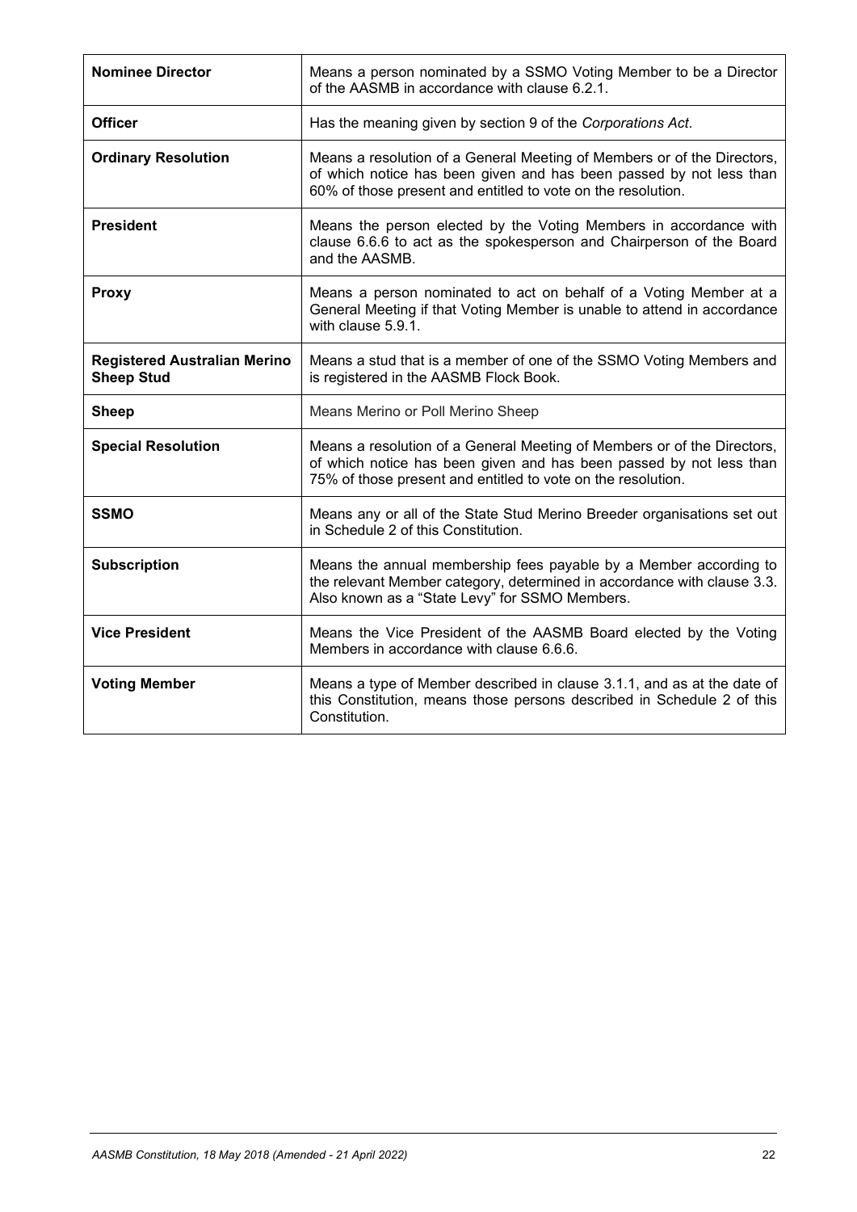| | |
|---|---|
| **Nominee Director** | Means a person nominated by a SSMO Voting Member to be a Director of the AASMB in accordance with clause 6.2.1. |
| **Officer** | Has the meaning given by section 9 of the *Corporations Act*. |
| **Ordinary Resolution** | Means a resolution of a General Meeting of Members or of the Directors, of which notice has been given and has been passed by not less than 60% of those present and entitled to vote on the resolution. |
| **President** | Means the person elected by the Voting Members in accordance with clause 6.6.6 to act as the spokesperson and Chairperson of the Board and the AASMB. |
| **Proxy** | Means a person nominated to act on behalf of a Voting Member at a General Meeting if that Voting Member is unable to attend in accordance with clause 5.9.1. |
| **Registered Australian Merino Sheep Stud** | Means a stud that is a member of one of the SSMO Voting Members and is registered in the AASMB Flock Book. |
| **Sheep** | Means Merino or Poll Merino Sheep |
| **Special Resolution** | Means a resolution of a General Meeting of Members or of the Directors, of which notice has been given and has been passed by not less than 75% of those present and entitled to vote on the resolution. |
| **SSMO** | Means any or all of the State Stud Merino Breeder organisations set out in Schedule 2 of this Constitution. |
| **Subscription** | Means the annual membership fees payable by a Member according to the relevant Member category, determined in accordance with clause 3.3. Also known as a "State Levy" for SSMO Members. |
| **Vice President** | Means the Vice President of the AASMB Board elected by the Voting Members in accordance with clause 6.6.6. |
| **Voting Member** | Means a type of Member described in clause 3.1.1, and as at the date of this Constitution, means those persons described in Schedule 2 of this Constitution. |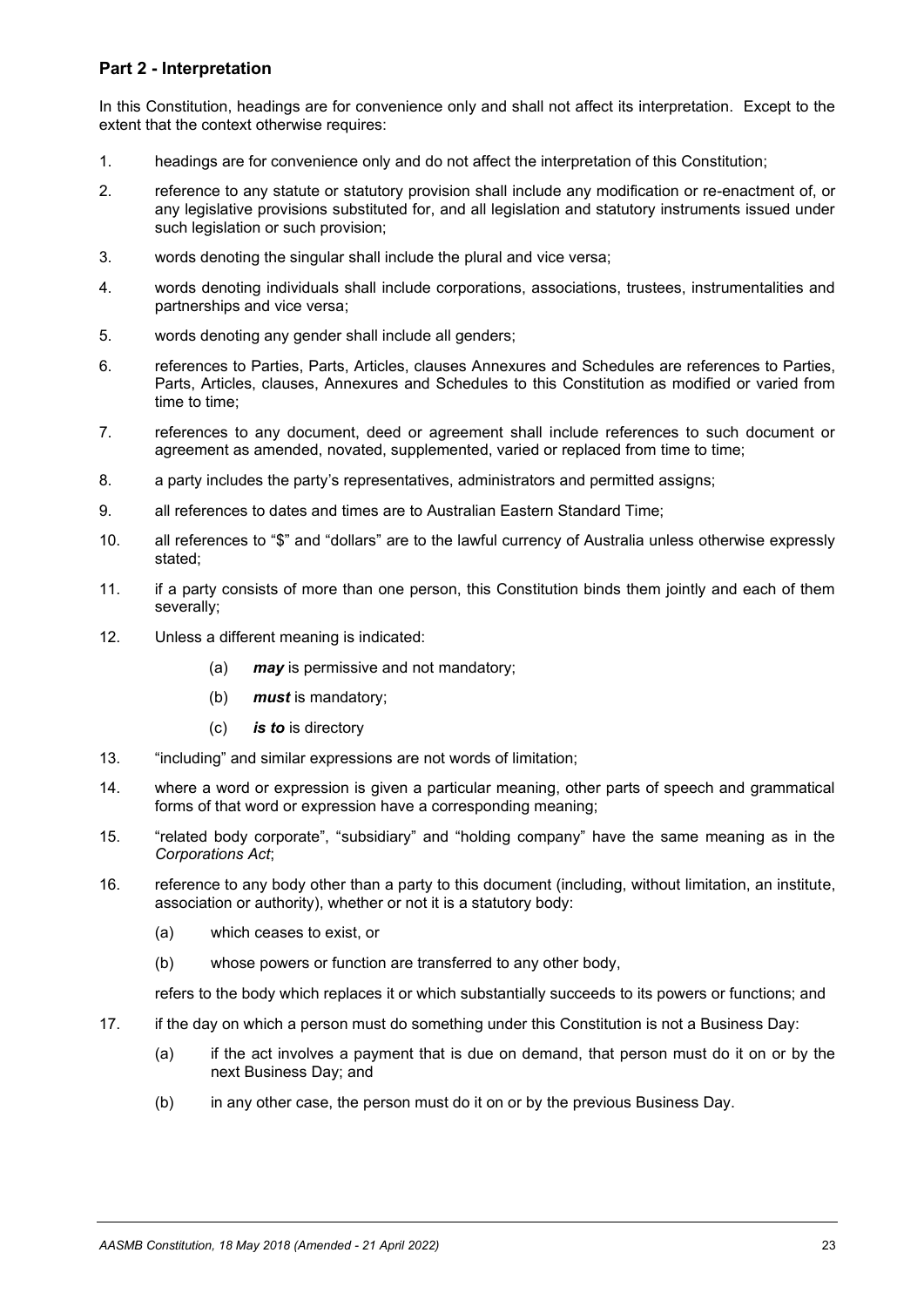## Part 2 - Interpretation

In this Constitution, headings are for convenience only and shall not affect its interpretation. Except to the extent that the context otherwise requires:

1. headings are for convenience only and do not affect the interpretation of this Constitution;
2. reference to any statute or statutory provision shall include any modification or re-enactment of, or any legislative provisions substituted for, and all legislation and statutory instruments issued under such legislation or such provision;
3. words denoting the singular shall include the plural and vice versa;
4. words denoting individuals shall include corporations, associations, trustees, instrumentalities and partnerships and vice versa;
5. words denoting any gender shall include all genders;
6. references to Parties, Parts, Articles, clauses Annexures and Schedules are references to Parties, Parts, Articles, clauses, Annexures and Schedules to this Constitution as modified or varied from time to time;
7. references to any document, deed or agreement shall include references to such document or agreement as amended, novated, supplemented, varied or replaced from time to time;
8. a party includes the party's representatives, administrators and permitted assigns;
9. all references to dates and times are to Australian Eastern Standard Time;
10. all references to "$" and "dollars" are to the lawful currency of Australia unless otherwise expressly stated;
11. if a party consists of more than one person, this Constitution binds them jointly and each of them severally;
12. Unless a different meaning is indicated:
    (a) ***may*** is permissive and not mandatory;
    (b) ***must*** is mandatory;
    (c) ***is to*** is directory
13. "including" and similar expressions are not words of limitation;
14. where a word or expression is given a particular meaning, other parts of speech and grammatical forms of that word or expression have a corresponding meaning;
15. "related body corporate", "subsidiary" and "holding company" have the same meaning as in the *Corporations Act*;
16. reference to any body other than a party to this document (including, without limitation, an institute, association or authority), whether or not it is a statutory body:
    (a) which ceases to exist, or
    (b) whose powers or function are transferred to any other body,

    refers to the body which replaces it or which substantially succeeds to its powers or functions; and
17. if the day on which a person must do something under this Constitution is not a Business Day:
    (a) if the act involves a payment that is due on demand, that person must do it on or by the next Business Day; and
    (b) in any other case, the person must do it on or by the previous Business Day.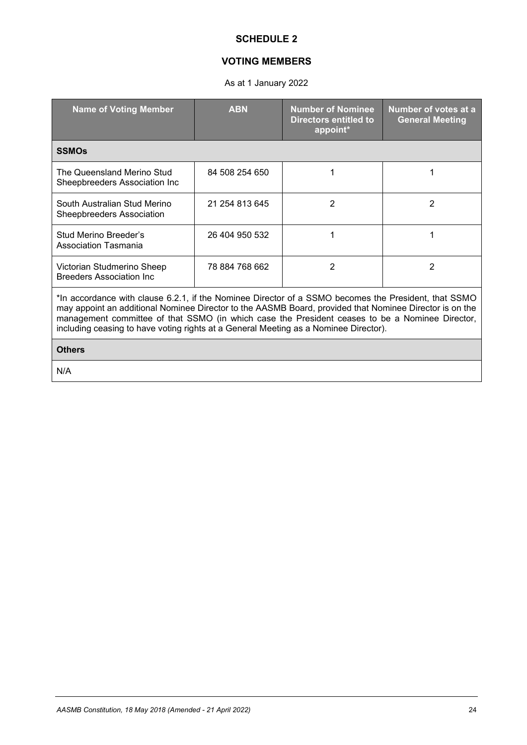# SCHEDULE 2

## VOTING MEMBERS

As at 1 January 2022

| Name of Voting Member | ABN | Number of Nominee Directors entitled to appoint* | Number of votes at a General Meeting |
|---|---|---|---|
| **SSMOs** | | | |
| The Queensland Merino Stud Sheepbreeders Association Inc | 84 508 254 650 | 1 | 1 |
| South Australian Stud Merino Sheepbreeders Association | 21 254 813 645 | 2 | 2 |
| Stud Merino Breeder's Association Tasmania | 26 404 950 532 | 1 | 1 |
| Victorian Studmerino Sheep Breeders Association Inc | 78 884 768 662 | 2 | 2 |
| *In accordance with clause 6.2.1, if the Nominee Director of a SSMO becomes the President, that SSMO may appoint an additional Nominee Director to the AASMB Board, provided that Nominee Director is on the management committee of that SSMO (in which case the President ceases to be a Nominee Director, including ceasing to have voting rights at a General Meeting as a Nominee Director). | | | |
| **Others** | | | |
| N/A | | | |